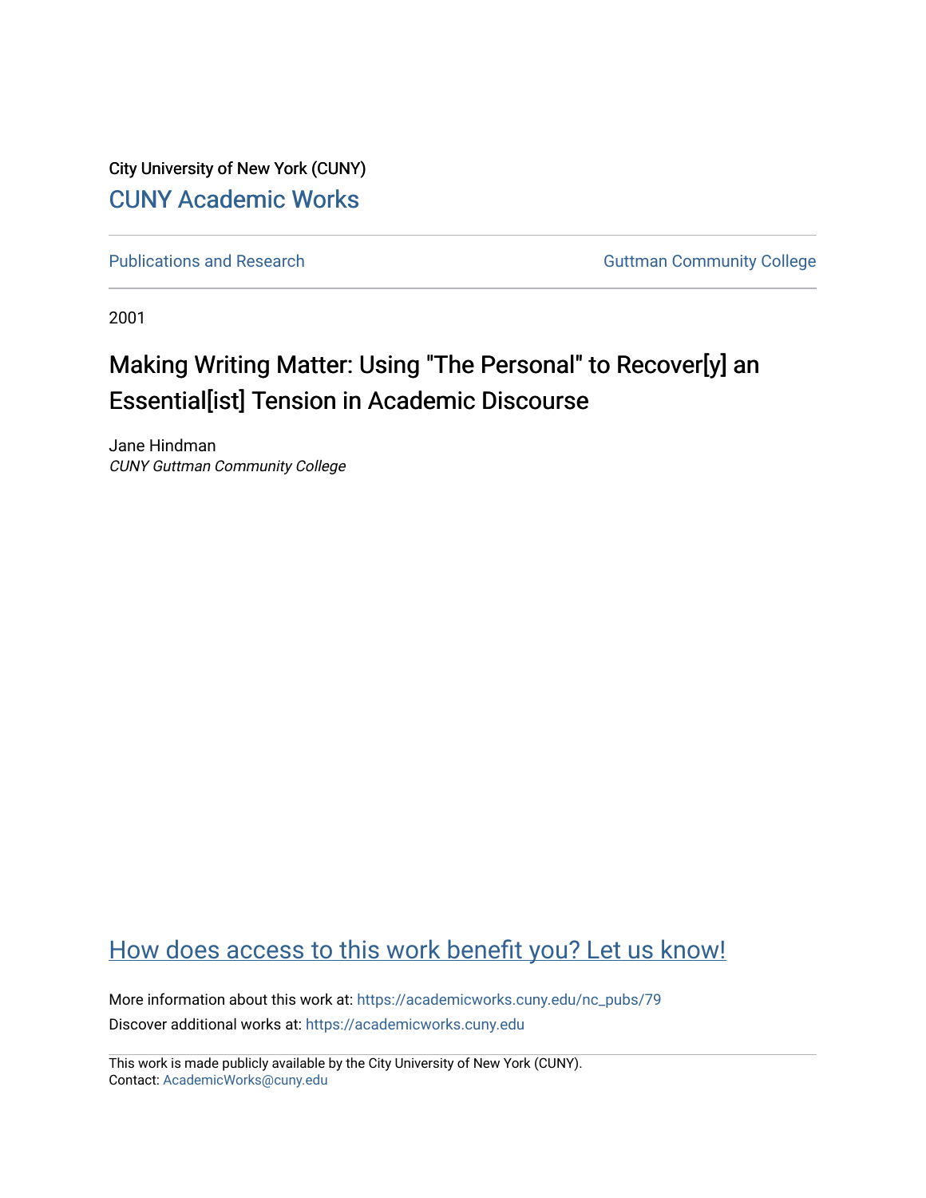City University of New York (CUNY)

CUNY Academic Works

Publications and Research

Guttman Community College

2001

# Making Writing Matter: Using "The Personal" to Recover[y] an Essential[ist] Tension in Academic Discourse

Jane Hindman

*CUNY Guttman Community College*

How does access to this work benefit you? Let us know!

More information about this work at: https://academicworks.cuny.edu/nc_pubs/79

Discover additional works at: https://academicworks.cuny.edu

This work is made publicly available by the City University of New York (CUNY).
Contact: AcademicWorks@cuny.edu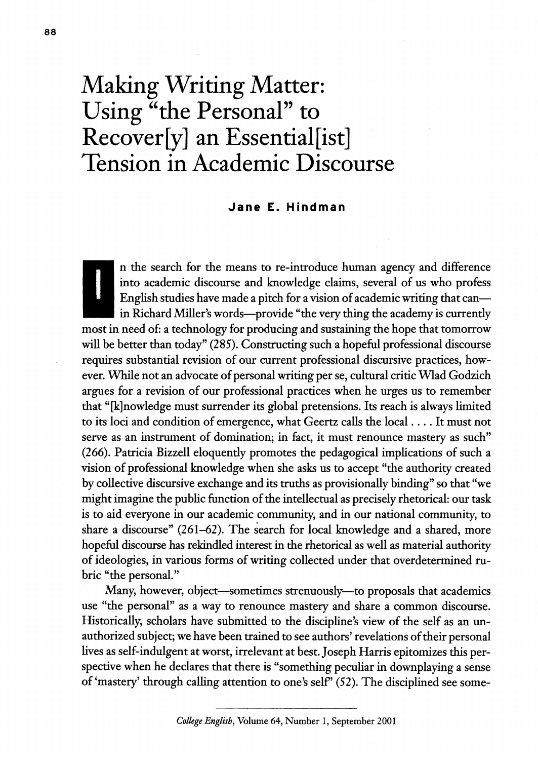# Making Writing Matter: Using "the Personal" to Recover[y] an Essential[ist] Tension in Academic Discourse

**Jane E. Hindman**

In the search for the means to re-introduce human agency and difference into academic discourse and knowledge claims, several of us who profess English studies have made a pitch for a vision of academic writing that can—in Richard Miller's words—provide "the very thing the academy is currently most in need of: a technology for producing and sustaining the hope that tomorrow will be better than today" (285). Constructing such a hopeful professional discourse requires substantial revision of our current professional discursive practices, however. While not an advocate of personal writing per se, cultural critic Wlad Godzich argues for a revision of our professional practices when he urges us to remember that "[k]nowledge must surrender its global pretensions. Its reach is always limited to its loci and condition of emergence, what Geertz calls the local . . . . It must not serve as an instrument of domination; in fact, it must renounce mastery as such" (266). Patricia Bizzell eloquently promotes the pedagogical implications of such a vision of professional knowledge when she asks us to accept "the authority created by collective discursive exchange and its truths as provisionally binding" so that "we might imagine the public function of the intellectual as precisely rhetorical: our task is to aid everyone in our academic community, and in our national community, to share a discourse" (261–62). The search for local knowledge and a shared, more hopeful discourse has rekindled interest in the rhetorical as well as material authority of ideologies, in various forms of writing collected under that overdetermined rubric "the personal."

Many, however, object—sometimes strenuously—to proposals that academics use "the personal" as a way to renounce mastery and share a common discourse. Historically, scholars have submitted to the discipline's view of the self as an unauthorized subject; we have been trained to see authors' revelations of their personal lives as self-indulgent at worst, irrelevant at best. Joseph Harris epitomizes this perspective when he declares that there is "something peculiar in downplaying a sense of 'mastery' through calling attention to one's self" (52). The disciplined see some-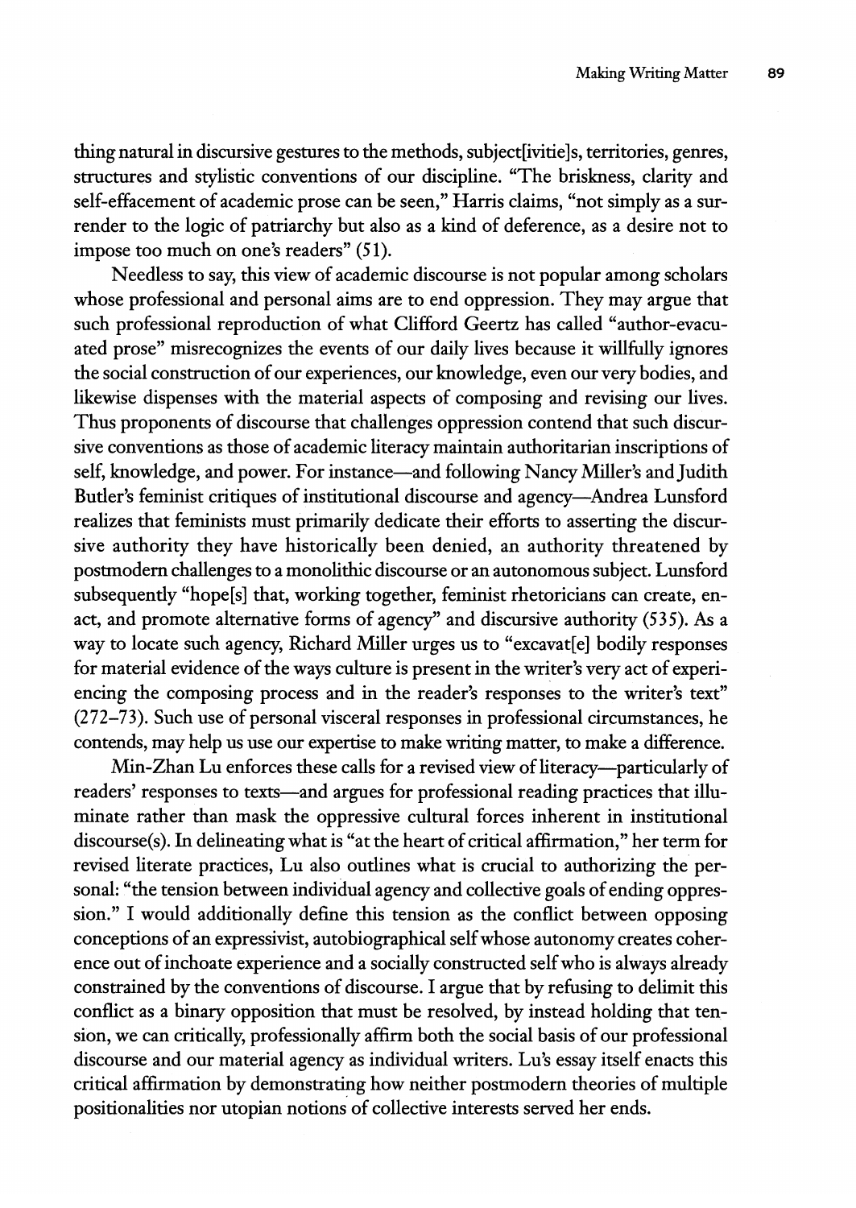thing natural in discursive gestures to the methods, subject[ivitie]s, territories, genres, structures and stylistic conventions of our discipline. "The briskness, clarity and self-effacement of academic prose can be seen," Harris claims, "not simply as a surrender to the logic of patriarchy but also as a kind of deference, as a desire not to impose too much on one's readers" (51).

Needless to say, this view of academic discourse is not popular among scholars whose professional and personal aims are to end oppression. They may argue that such professional reproduction of what Clifford Geertz has called "author-evacuated prose" misrecognizes the events of our daily lives because it willfully ignores the social construction of our experiences, our knowledge, even our very bodies, and likewise dispenses with the material aspects of composing and revising our lives. Thus proponents of discourse that challenges oppression contend that such discursive conventions as those of academic literacy maintain authoritarian inscriptions of self, knowledge, and power. For instance—and following Nancy Miller's and Judith Butler's feminist critiques of institutional discourse and agency—Andrea Lunsford realizes that feminists must primarily dedicate their efforts to asserting the discursive authority they have historically been denied, an authority threatened by postmodern challenges to a monolithic discourse or an autonomous subject. Lunsford subsequently "hope[s] that, working together, feminist rhetoricians can create, enact, and promote alternative forms of agency" and discursive authority (535). As a way to locate such agency, Richard Miller urges us to "excavat[e] bodily responses for material evidence of the ways culture is present in the writer's very act of experiencing the composing process and in the reader's responses to the writer's text" (272–73). Such use of personal visceral responses in professional circumstances, he contends, may help us use our expertise to make writing matter, to make a difference.

Min-Zhan Lu enforces these calls for a revised view of literacy—particularly of readers' responses to texts—and argues for professional reading practices that illuminate rather than mask the oppressive cultural forces inherent in institutional discourse(s). In delineating what is "at the heart of critical affirmation," her term for revised literate practices, Lu also outlines what is crucial to authorizing the personal: "the tension between individual agency and collective goals of ending oppression." I would additionally define this tension as the conflict between opposing conceptions of an expressivist, autobiographical self whose autonomy creates coherence out of inchoate experience and a socially constructed self who is always already constrained by the conventions of discourse. I argue that by refusing to delimit this conflict as a binary opposition that must be resolved, by instead holding that tension, we can critically, professionally affirm both the social basis of our professional discourse and our material agency as individual writers. Lu's essay itself enacts this critical affirmation by demonstrating how neither postmodern theories of multiple positionalities nor utopian notions of collective interests served her ends.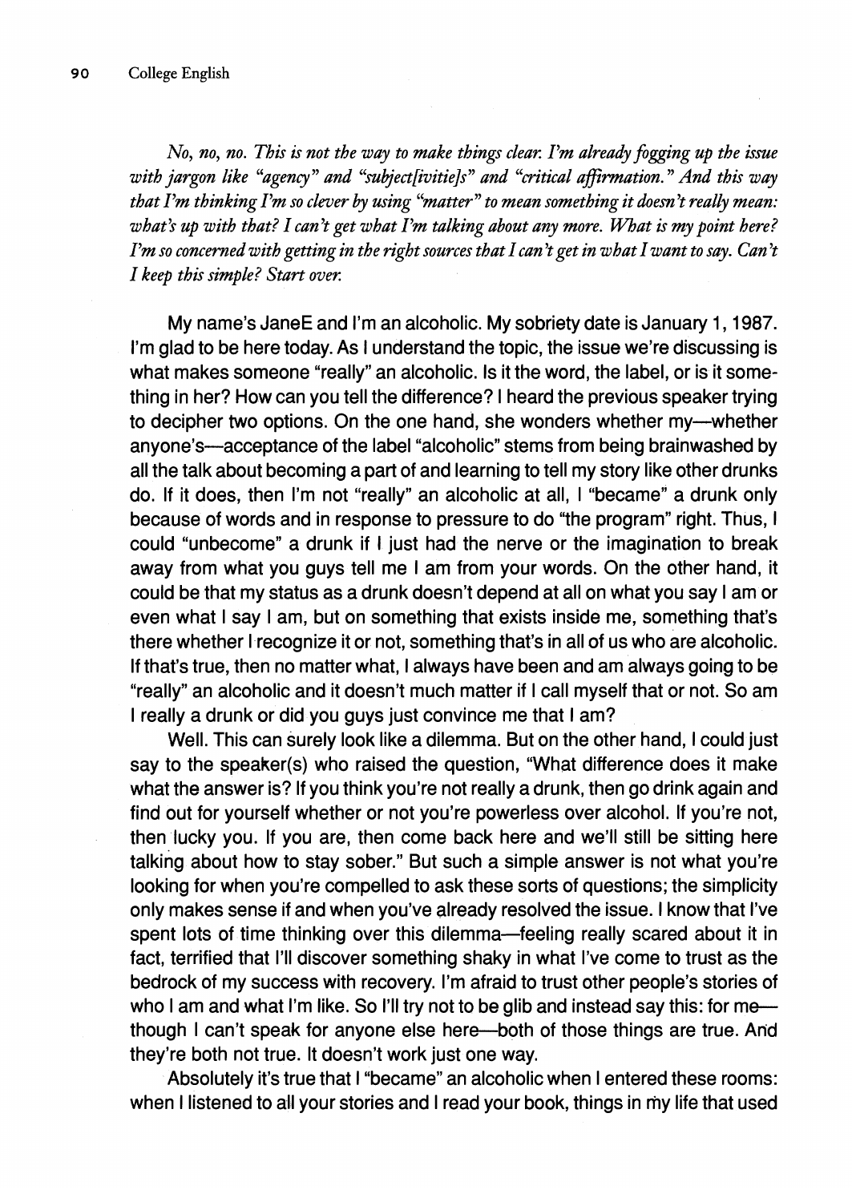*No, no, no. This is not the way to make things clear. I'm already fogging up the issue with jargon like "agency" and "subject[ivitie]s" and "critical affirmation." And this way that I'm thinking I'm so clever by using "matter" to mean something it doesn't really mean: what's up with that? I can't get what I'm talking about any more. What is my point here? I'm so concerned with getting in the right sources that I can't get in what I want to say. Can't I keep this simple? Start over.*

My name's JaneE and I'm an alcoholic. My sobriety date is January 1, 1987. I'm glad to be here today. As I understand the topic, the issue we're discussing is what makes someone "really" an alcoholic. Is it the word, the label, or is it something in her? How can you tell the difference? I heard the previous speaker trying to decipher two options. On the one hand, she wonders whether my—whether anyone's—acceptance of the label "alcoholic" stems from being brainwashed by all the talk about becoming a part of and learning to tell my story like other drunks do. If it does, then I'm not "really" an alcoholic at all, I "became" a drunk only because of words and in response to pressure to do "the program" right. Thus, I could "unbecome" a drunk if I just had the nerve or the imagination to break away from what you guys tell me I am from your words. On the other hand, it could be that my status as a drunk doesn't depend at all on what you say I am or even what I say I am, but on something that exists inside me, something that's there whether I recognize it or not, something that's in all of us who are alcoholic. If that's true, then no matter what, I always have been and am always going to be "really" an alcoholic and it doesn't much matter if I call myself that or not. So am I really a drunk or did you guys just convince me that I am?

Well. This can surely look like a dilemma. But on the other hand, I could just say to the speaker(s) who raised the question, "What difference does it make what the answer is? If you think you're not really a drunk, then go drink again and find out for yourself whether or not you're powerless over alcohol. If you're not, then lucky you. If you are, then come back here and we'll still be sitting here talking about how to stay sober." But such a simple answer is not what you're looking for when you're compelled to ask these sorts of questions; the simplicity only makes sense if and when you've already resolved the issue. I know that I've spent lots of time thinking over this dilemma—feeling really scared about it in fact, terrified that I'll discover something shaky in what I've come to trust as the bedrock of my success with recovery. I'm afraid to trust other people's stories of who I am and what I'm like. So I'll try not to be glib and instead say this: for me—though I can't speak for anyone else here—both of those things are true. And they're both not true. It doesn't work just one way.

Absolutely it's true that I "became" an alcoholic when I entered these rooms: when I listened to all your stories and I read your book, things in my life that used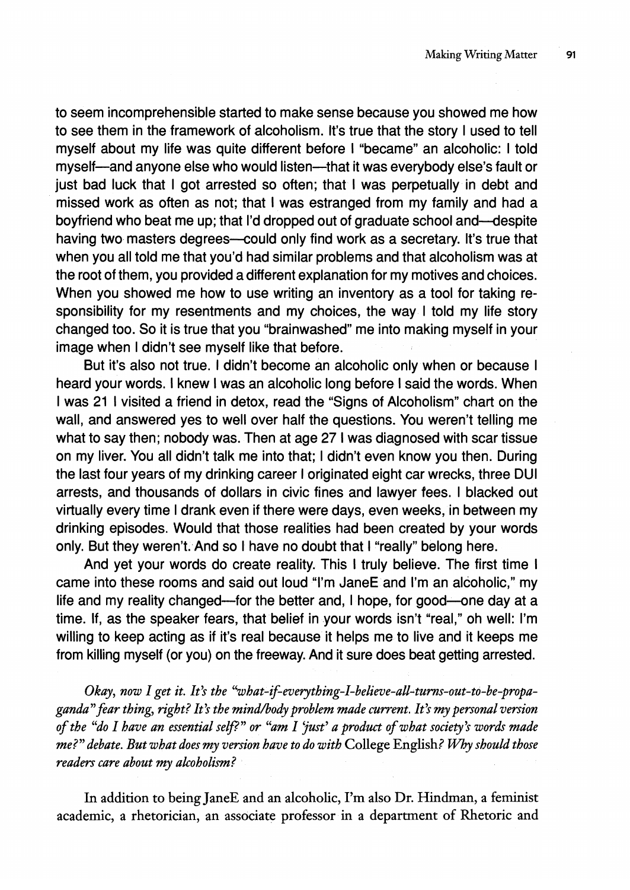to seem incomprehensible started to make sense because you showed me how to see them in the framework of alcoholism. It's true that the story I used to tell myself about my life was quite different before I "became" an alcoholic: I told myself—and anyone else who would listen—that it was everybody else's fault or just bad luck that I got arrested so often; that I was perpetually in debt and missed work as often as not; that I was estranged from my family and had a boyfriend who beat me up; that I'd dropped out of graduate school and—despite having two masters degrees—could only find work as a secretary. It's true that when you all told me that you'd had similar problems and that alcoholism was at the root of them, you provided a different explanation for my motives and choices. When you showed me how to use writing an inventory as a tool for taking responsibility for my resentments and my choices, the way I told my life story changed too. So it is true that you "brainwashed" me into making myself in your image when I didn't see myself like that before.

But it's also not true. I didn't become an alcoholic only when or because I heard your words. I knew I was an alcoholic long before I said the words. When I was 21 I visited a friend in detox, read the "Signs of Alcoholism" chart on the wall, and answered yes to well over half the questions. You weren't telling me what to say then; nobody was. Then at age 27 I was diagnosed with scar tissue on my liver. You all didn't talk me into that; I didn't even know you then. During the last four years of my drinking career I originated eight car wrecks, three DUI arrests, and thousands of dollars in civic fines and lawyer fees. I blacked out virtually every time I drank even if there were days, even weeks, in between my drinking episodes. Would that those realities had been created by your words only. But they weren't. And so I have no doubt that I "really" belong here.

And yet your words do create reality. This I truly believe. The first time I came into these rooms and said out loud "I'm JaneE and I'm an alcoholic," my life and my reality changed—for the better and, I hope, for good—one day at a time. If, as the speaker fears, that belief in your words isn't "real," oh well: I'm willing to keep acting as if it's real because it helps me to live and it keeps me from killing myself (or you) on the freeway. And it sure does beat getting arrested.

*Okay, now I get it. It's the "what-if-everything-I-believe-all-turns-out-to-be-propaganda" fear thing, right? It's the mind/body problem made current. It's my personal version of the "do I have an essential self?" or "am I 'just' a product of what society's words made me?" debate. But what does my version have to do with* College English*? Why should those readers care about my alcoholism?*

In addition to being JaneE and an alcoholic, I'm also Dr. Hindman, a feminist academic, a rhetorician, an associate professor in a department of Rhetoric and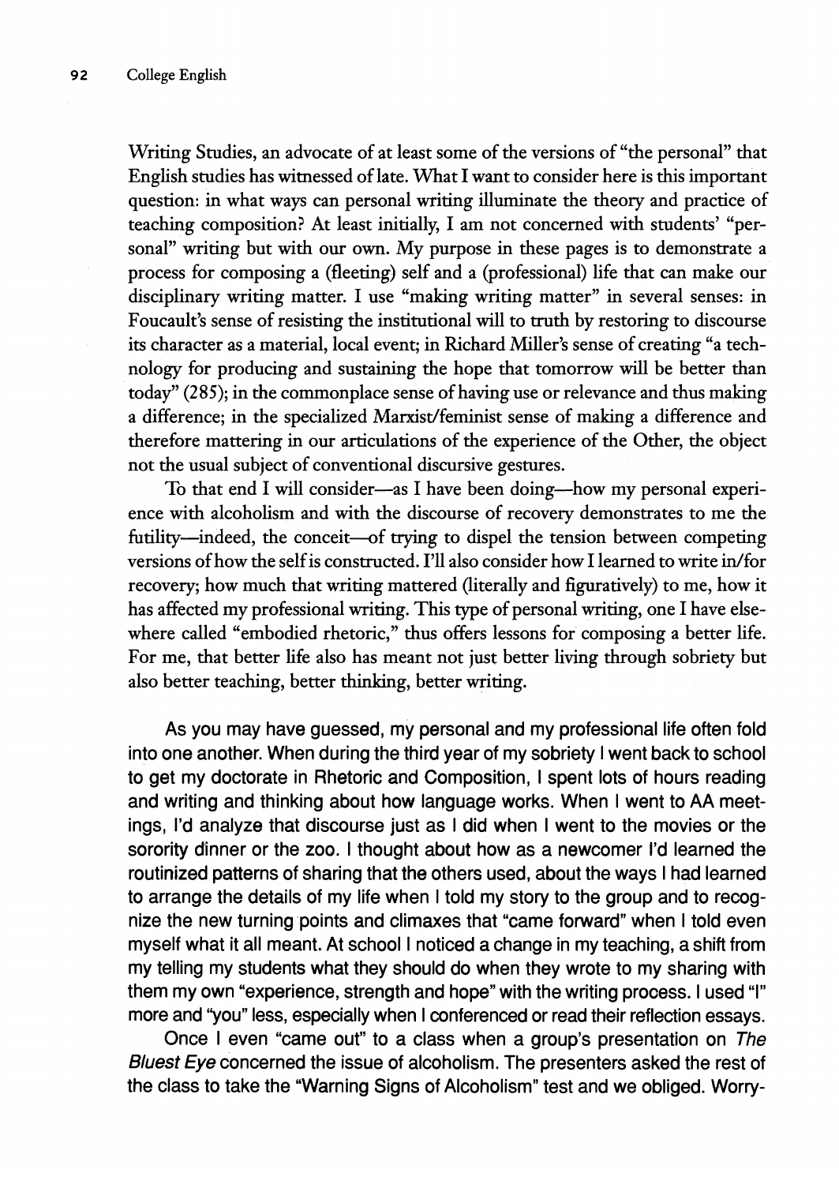Writing Studies, an advocate of at least some of the versions of "the personal" that English studies has witnessed of late. What I want to consider here is this important question: in what ways can personal writing illuminate the theory and practice of teaching composition? At least initially, I am not concerned with students' "personal" writing but with our own. My purpose in these pages is to demonstrate a process for composing a (fleeting) self and a (professional) life that can make our disciplinary writing matter. I use "making writing matter" in several senses: in Foucault's sense of resisting the institutional will to truth by restoring to discourse its character as a material, local event; in Richard Miller's sense of creating "a technology for producing and sustaining the hope that tomorrow will be better than today" (285); in the commonplace sense of having use or relevance and thus making a difference; in the specialized Marxist/feminist sense of making a difference and therefore mattering in our articulations of the experience of the Other, the object not the usual subject of conventional discursive gestures.

To that end I will consider—as I have been doing—how my personal experience with alcoholism and with the discourse of recovery demonstrates to me the futility—indeed, the conceit—of trying to dispel the tension between competing versions of how the self is constructed. I'll also consider how I learned to write in/for recovery; how much that writing mattered (literally and figuratively) to me, how it has affected my professional writing. This type of personal writing, one I have elsewhere called "embodied rhetoric," thus offers lessons for composing a better life. For me, that better life also has meant not just better living through sobriety but also better teaching, better thinking, better writing.

As you may have guessed, my personal and my professional life often fold into one another. When during the third year of my sobriety I went back to school to get my doctorate in Rhetoric and Composition, I spent lots of hours reading and writing and thinking about how language works. When I went to AA meetings, I'd analyze that discourse just as I did when I went to the movies or the sorority dinner or the zoo. I thought about how as a newcomer I'd learned the routinized patterns of sharing that the others used, about the ways I had learned to arrange the details of my life when I told my story to the group and to recognize the new turning points and climaxes that "came forward" when I told even myself what it all meant. At school I noticed a change in my teaching, a shift from my telling my students what they should do when they wrote to my sharing with them my own "experience, strength and hope" with the writing process. I used "I" more and "you" less, especially when I conferenced or read their reflection essays.

Once I even "came out" to a class when a group's presentation on *The Bluest Eye* concerned the issue of alcoholism. The presenters asked the rest of the class to take the "Warning Signs of Alcoholism" test and we obliged. Worry-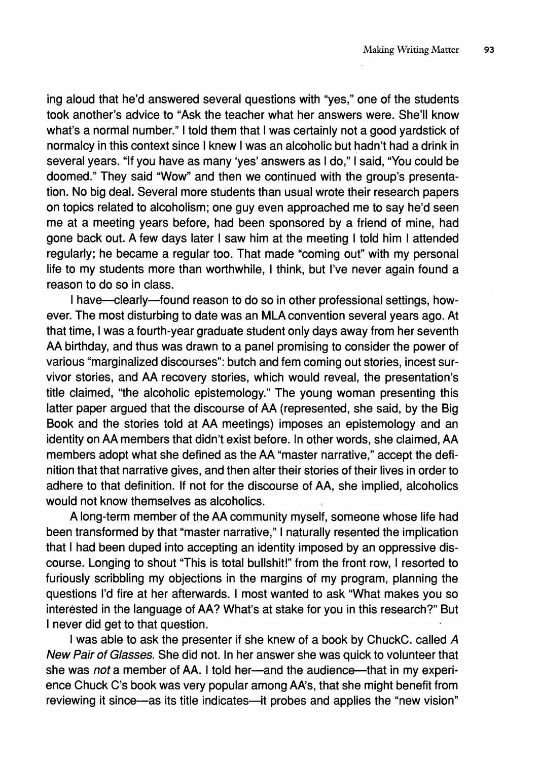ing aloud that he'd answered several questions with "yes," one of the students took another's advice to "Ask the teacher what her answers were. She'll know what's a normal number." I told them that I was certainly not a good yardstick of normalcy in this context since I knew I was an alcoholic but hadn't had a drink in several years. "If you have as many 'yes' answers as I do," I said, "You could be doomed." They said "Wow" and then we continued with the group's presentation. No big deal. Several more students than usual wrote their research papers on topics related to alcoholism; one guy even approached me to say he'd seen me at a meeting years before, had been sponsored by a friend of mine, had gone back out. A few days later I saw him at the meeting I told him I attended regularly; he became a regular too. That made "coming out" with my personal life to my students more than worthwhile, I think, but I've never again found a reason to do so in class.

I have—clearly—found reason to do so in other professional settings, however. The most disturbing to date was an MLA convention several years ago. At that time, I was a fourth-year graduate student only days away from her seventh AA birthday, and thus was drawn to a panel promising to consider the power of various "marginalized discourses": butch and fem coming out stories, incest survivor stories, and AA recovery stories, which would reveal, the presentation's title claimed, "the alcoholic epistemology." The young woman presenting this latter paper argued that the discourse of AA (represented, she said, by the Big Book and the stories told at AA meetings) imposes an epistemology and an identity on AA members that didn't exist before. In other words, she claimed, AA members adopt what she defined as the AA "master narrative," accept the definition that that narrative gives, and then alter their stories of their lives in order to adhere to that definition. If not for the discourse of AA, she implied, alcoholics would not know themselves as alcoholics.

A long-term member of the AA community myself, someone whose life had been transformed by that "master narrative," I naturally resented the implication that I had been duped into accepting an identity imposed by an oppressive discourse. Longing to shout "This is total bullshit!" from the front row, I resorted to furiously scribbling my objections in the margins of my program, planning the questions I'd fire at her afterwards. I most wanted to ask "What makes you so interested in the language of AA? What's at stake for you in this research?" But I never did get to that question.

I was able to ask the presenter if she knew of a book by ChuckC. called *A New Pair of Glasses*. She did not. In her answer she was quick to volunteer that she was *not* a member of AA. I told her—and the audience—that in my experience Chuck C's book was very popular among AA's, that she might benefit from reviewing it since—as its title indicates—it probes and applies the "new vision"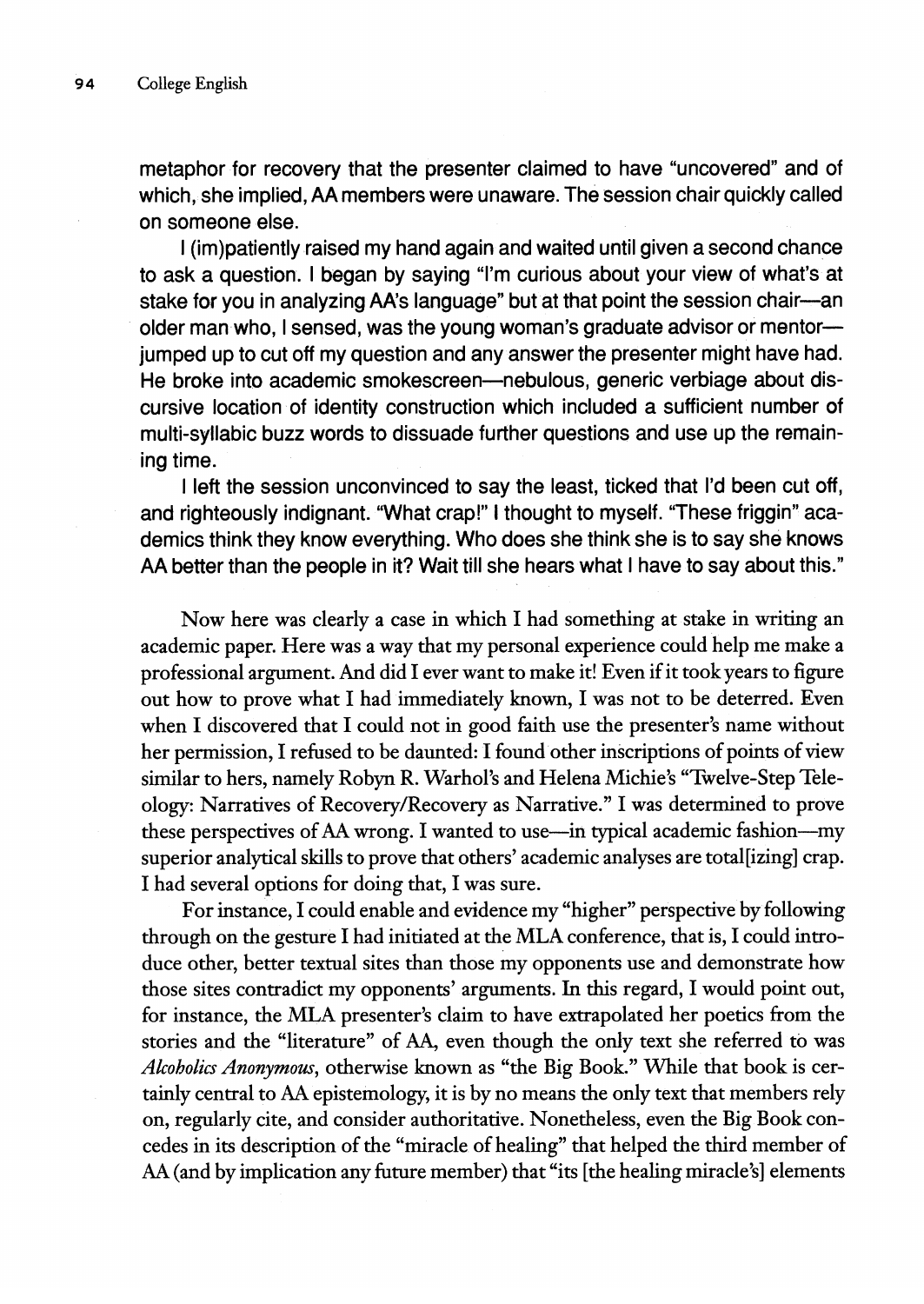metaphor for recovery that the presenter claimed to have "uncovered" and of which, she implied, AA members were unaware. The session chair quickly called on someone else.

I (im)patiently raised my hand again and waited until given a second chance to ask a question. I began by saying "I'm curious about your view of what's at stake for you in analyzing AA's language" but at that point the session chair—an older man who, I sensed, was the young woman's graduate advisor or mentor—jumped up to cut off my question and any answer the presenter might have had. He broke into academic smokescreen—nebulous, generic verbiage about discursive location of identity construction which included a sufficient number of multi-syllabic buzz words to dissuade further questions and use up the remaining time.

I left the session unconvinced to say the least, ticked that I'd been cut off, and righteously indignant. "What crap!" I thought to myself. "These friggin" academics think they know everything. Who does she think she is to say she knows AA better than the people in it? Wait till she hears what I have to say about this."

Now here was clearly a case in which I had something at stake in writing an academic paper. Here was a way that my personal experience could help me make a professional argument. And did I ever want to make it! Even if it took years to figure out how to prove what I had immediately known, I was not to be deterred. Even when I discovered that I could not in good faith use the presenter's name without her permission, I refused to be daunted: I found other inscriptions of points of view similar to hers, namely Robyn R. Warhol's and Helena Michie's "Twelve-Step Teleology: Narratives of Recovery/Recovery as Narrative." I was determined to prove these perspectives of AA wrong. I wanted to use—in typical academic fashion—my superior analytical skills to prove that others' academic analyses are total[izing] crap. I had several options for doing that, I was sure.

For instance, I could enable and evidence my "higher" perspective by following through on the gesture I had initiated at the MLA conference, that is, I could introduce other, better textual sites than those my opponents use and demonstrate how those sites contradict my opponents' arguments. In this regard, I would point out, for instance, the MLA presenter's claim to have extrapolated her poetics from the stories and the "literature" of AA, even though the only text she referred to was *Alcoholics Anonymous*, otherwise known as "the Big Book." While that book is certainly central to AA epistemology, it is by no means the only text that members rely on, regularly cite, and consider authoritative. Nonetheless, even the Big Book concedes in its description of the "miracle of healing" that helped the third member of AA (and by implication any future member) that "its [the healing miracle's] elements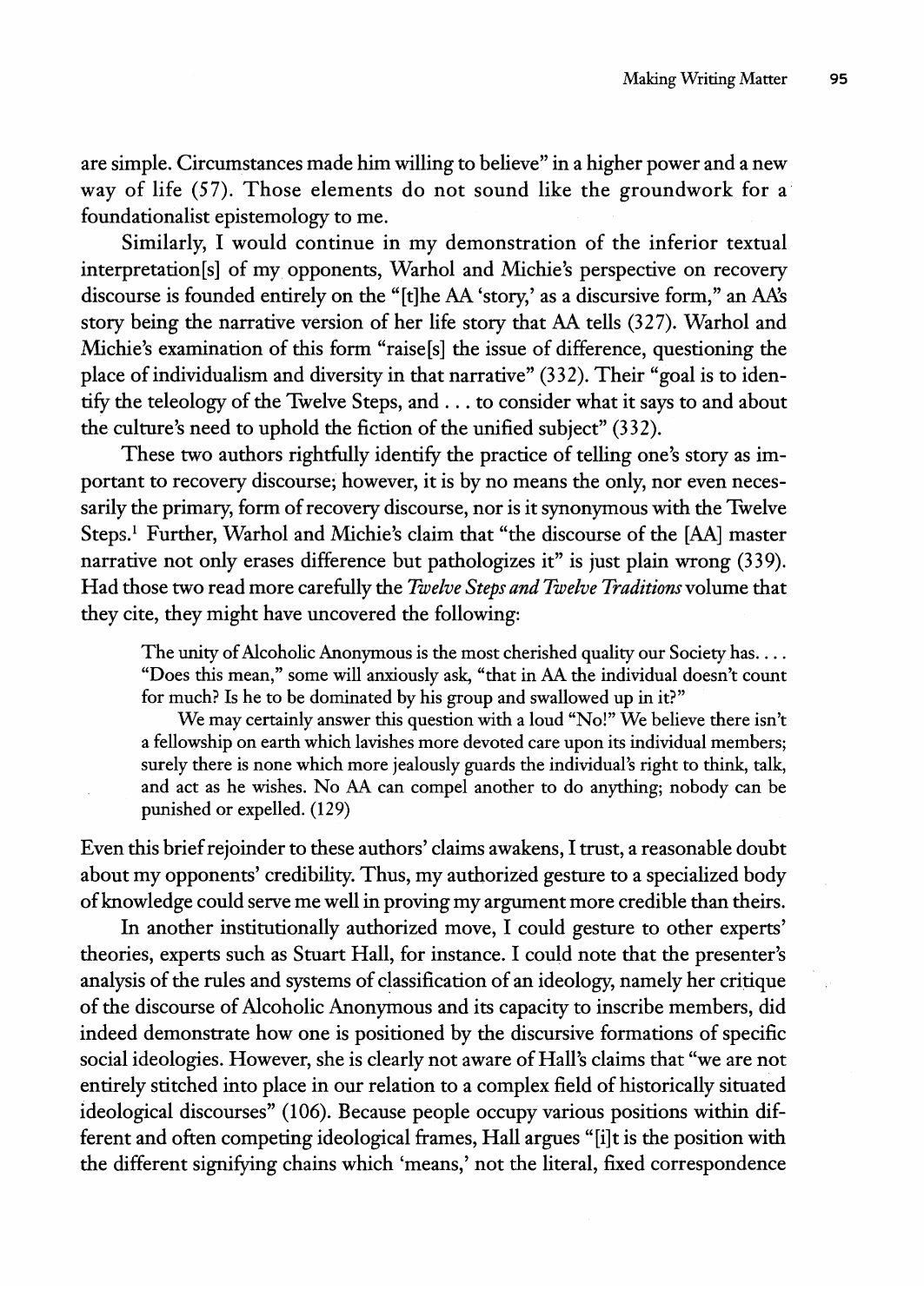are simple. Circumstances made him willing to believe" in a higher power and a new way of life (57). Those elements do not sound like the groundwork for a foundationalist epistemology to me.

Similarly, I would continue in my demonstration of the inferior textual interpretation[s] of my opponents, Warhol and Michie's perspective on recovery discourse is founded entirely on the "[t]he AA 'story,' as a discursive form," an AA's story being the narrative version of her life story that AA tells (327). Warhol and Michie's examination of this form "raise[s] the issue of difference, questioning the place of individualism and diversity in that narrative" (332). Their "goal is to identify the teleology of the Twelve Steps, and . . . to consider what it says to and about the culture's need to uphold the fiction of the unified subject" (332).

These two authors rightfully identify the practice of telling one's story as important to recovery discourse; however, it is by no means the only, nor even necessarily the primary, form of recovery discourse, nor is it synonymous with the Twelve Steps.[1] Further, Warhol and Michie's claim that "the discourse of the [AA] master narrative not only erases difference but pathologizes it" is just plain wrong (339). Had those two read more carefully the *Twelve Steps and Twelve Traditions* volume that they cite, they might have uncovered the following:

> The unity of Alcoholic Anonymous is the most cherished quality our Society has. . . . "Does this mean," some will anxiously ask, "that in AA the individual doesn't count for much? Is he to be dominated by his group and swallowed up in it?"
>
> We may certainly answer this question with a loud "No!" We believe there isn't a fellowship on earth which lavishes more devoted care upon its individual members; surely there is none which more jealously guards the individual's right to think, talk, and act as he wishes. No AA can compel another to do anything; nobody can be punished or expelled. (129)

Even this brief rejoinder to these authors' claims awakens, I trust, a reasonable doubt about my opponents' credibility. Thus, my authorized gesture to a specialized body of knowledge could serve me well in proving my argument more credible than theirs.

In another institutionally authorized move, I could gesture to other experts' theories, experts such as Stuart Hall, for instance. I could note that the presenter's analysis of the rules and systems of classification of an ideology, namely her critique of the discourse of Alcoholic Anonymous and its capacity to inscribe members, did indeed demonstrate how one is positioned by the discursive formations of specific social ideologies. However, she is clearly not aware of Hall's claims that "we are not entirely stitched into place in our relation to a complex field of historically situated ideological discourses" (106). Because people occupy various positions within different and often competing ideological frames, Hall argues "[i]t is the position with the different signifying chains which 'means,' not the literal, fixed correspondence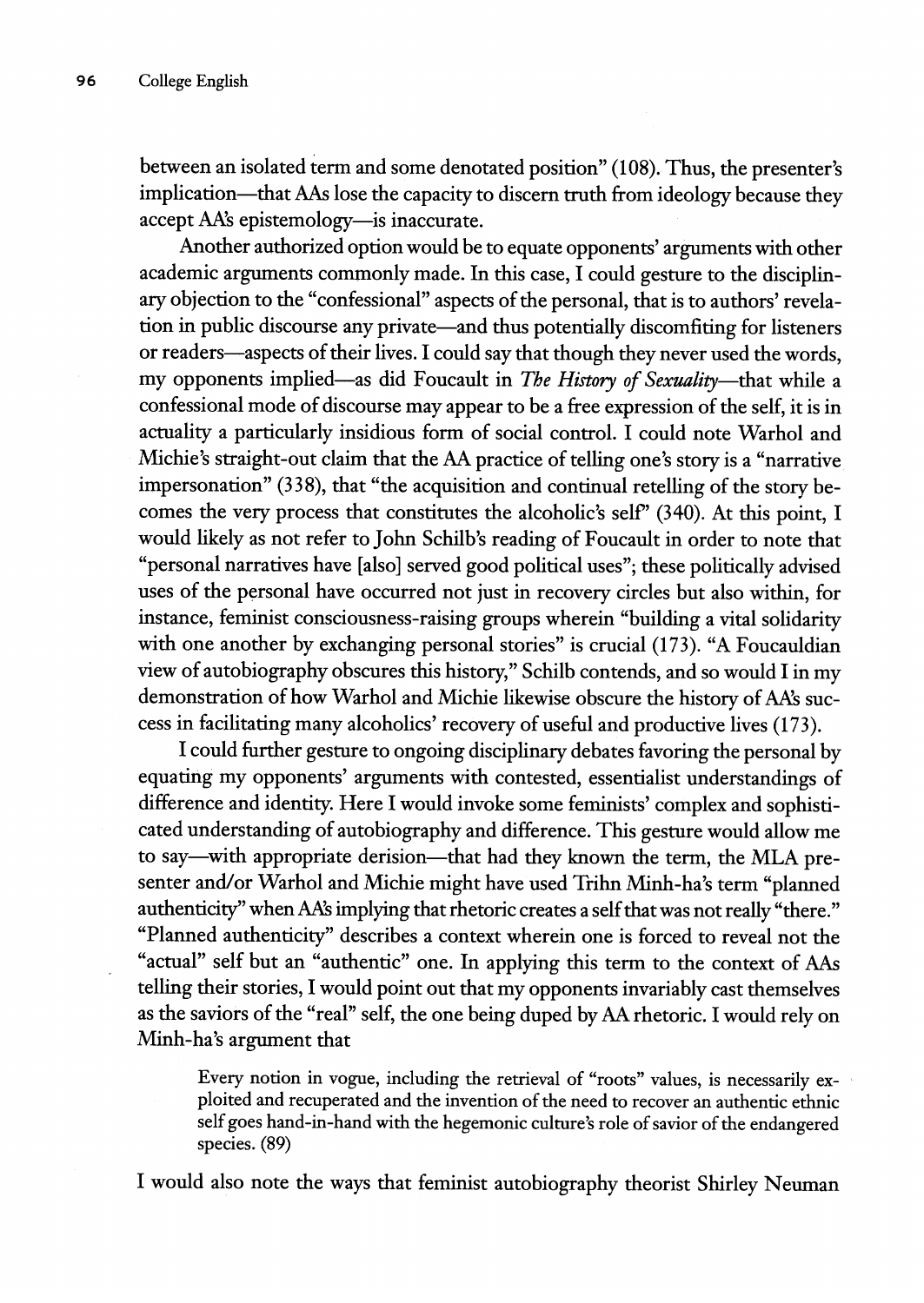between an isolated term and some denotated position" (108). Thus, the presenter's implication—that AAs lose the capacity to discern truth from ideology because they accept AA's epistemology—is inaccurate.

Another authorized option would be to equate opponents' arguments with other academic arguments commonly made. In this case, I could gesture to the disciplinary objection to the "confessional" aspects of the personal, that is to authors' revelation in public discourse any private—and thus potentially discomfiting for listeners or readers—aspects of their lives. I could say that though they never used the words, my opponents implied—as did Foucault in *The History of Sexuality*—that while a confessional mode of discourse may appear to be a free expression of the self, it is in actuality a particularly insidious form of social control. I could note Warhol and Michie's straight-out claim that the AA practice of telling one's story is a "narrative impersonation" (338), that "the acquisition and continual retelling of the story becomes the very process that constitutes the alcoholic's self" (340). At this point, I would likely as not refer to John Schilb's reading of Foucault in order to note that "personal narratives have [also] served good political uses"; these politically advised uses of the personal have occurred not just in recovery circles but also within, for instance, feminist consciousness-raising groups wherein "building a vital solidarity with one another by exchanging personal stories" is crucial (173). "A Foucauldian view of autobiography obscures this history," Schilb contends, and so would I in my demonstration of how Warhol and Michie likewise obscure the history of AA's success in facilitating many alcoholics' recovery of useful and productive lives (173).

I could further gesture to ongoing disciplinary debates favoring the personal by equating my opponents' arguments with contested, essentialist understandings of difference and identity. Here I would invoke some feminists' complex and sophisticated understanding of autobiography and difference. This gesture would allow me to say—with appropriate derision—that had they known the term, the MLA presenter and/or Warhol and Michie might have used Trihn Minh-ha's term "planned authenticity" when AA's implying that rhetoric creates a self that was not really "there." "Planned authenticity" describes a context wherein one is forced to reveal not the "actual" self but an "authentic" one. In applying this term to the context of AAs telling their stories, I would point out that my opponents invariably cast themselves as the saviors of the "real" self, the one being duped by AA rhetoric. I would rely on Minh-ha's argument that

> Every notion in vogue, including the retrieval of "roots" values, is necessarily exploited and recuperated and the invention of the need to recover an authentic ethnic self goes hand-in-hand with the hegemonic culture's role of savior of the endangered species. (89)

I would also note the ways that feminist autobiography theorist Shirley Neuman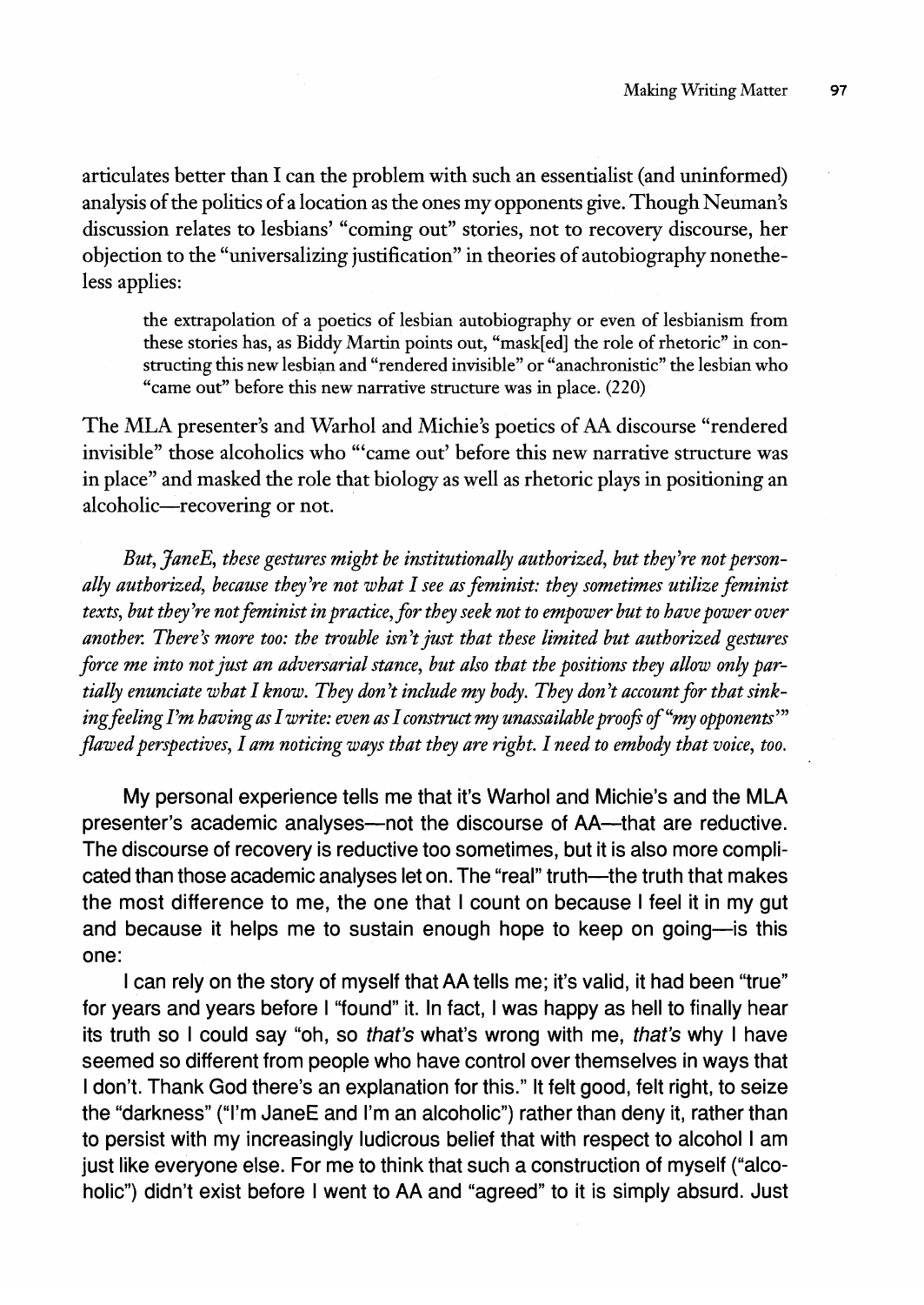articulates better than I can the problem with such an essentialist (and uninformed) analysis of the politics of a location as the ones my opponents give. Though Neuman's discussion relates to lesbians' "coming out" stories, not to recovery discourse, her objection to the "universalizing justification" in theories of autobiography nonetheless applies:

> the extrapolation of a poetics of lesbian autobiography or even of lesbianism from these stories has, as Biddy Martin points out, "mask[ed] the role of rhetoric" in constructing this new lesbian and "rendered invisible" or "anachronistic" the lesbian who "came out" before this new narrative structure was in place. (220)

The MLA presenter's and Warhol and Michie's poetics of AA discourse "rendered invisible" those alcoholics who "'came out' before this new narrative structure was in place" and masked the role that biology as well as rhetoric plays in positioning an alcoholic—recovering or not.

*But, JaneE, these gestures might be institutionally authorized, but they're not personally authorized, because they're not what I see as feminist: they sometimes utilize feminist texts, but they're not feminist in practice, for they seek not to empower but to have power over another. There's more too: the trouble isn't just that these limited but authorized gestures force me into not just an adversarial stance, but also that the positions they allow only partially enunciate what I know. They don't include my body. They don't account for that sinking feeling I'm having as I write: even as I construct my unassailable proofs of "my opponents'" flawed perspectives, I am noticing ways that they are right. I need to embody that voice, too.*

My personal experience tells me that it's Warhol and Michie's and the MLA presenter's academic analyses—not the discourse of AA—that are reductive. The discourse of recovery is reductive too sometimes, but it is also more complicated than those academic analyses let on. The "real" truth—the truth that makes the most difference to me, the one that I count on because I feel it in my gut and because it helps me to sustain enough hope to keep on going—is this one:

I can rely on the story of myself that AA tells me; it's valid, it had been "true" for years and years before I "found" it. In fact, I was happy as hell to finally hear its truth so I could say "oh, so *that's* what's wrong with me, *that's* why I have seemed so different from people who have control over themselves in ways that I don't. Thank God there's an explanation for this." It felt good, felt right, to seize the "darkness" ("I'm JaneE and I'm an alcoholic") rather than deny it, rather than to persist with my increasingly ludicrous belief that with respect to alcohol I am just like everyone else. For me to think that such a construction of myself ("alcoholic") didn't exist before I went to AA and "agreed" to it is simply absurd. Just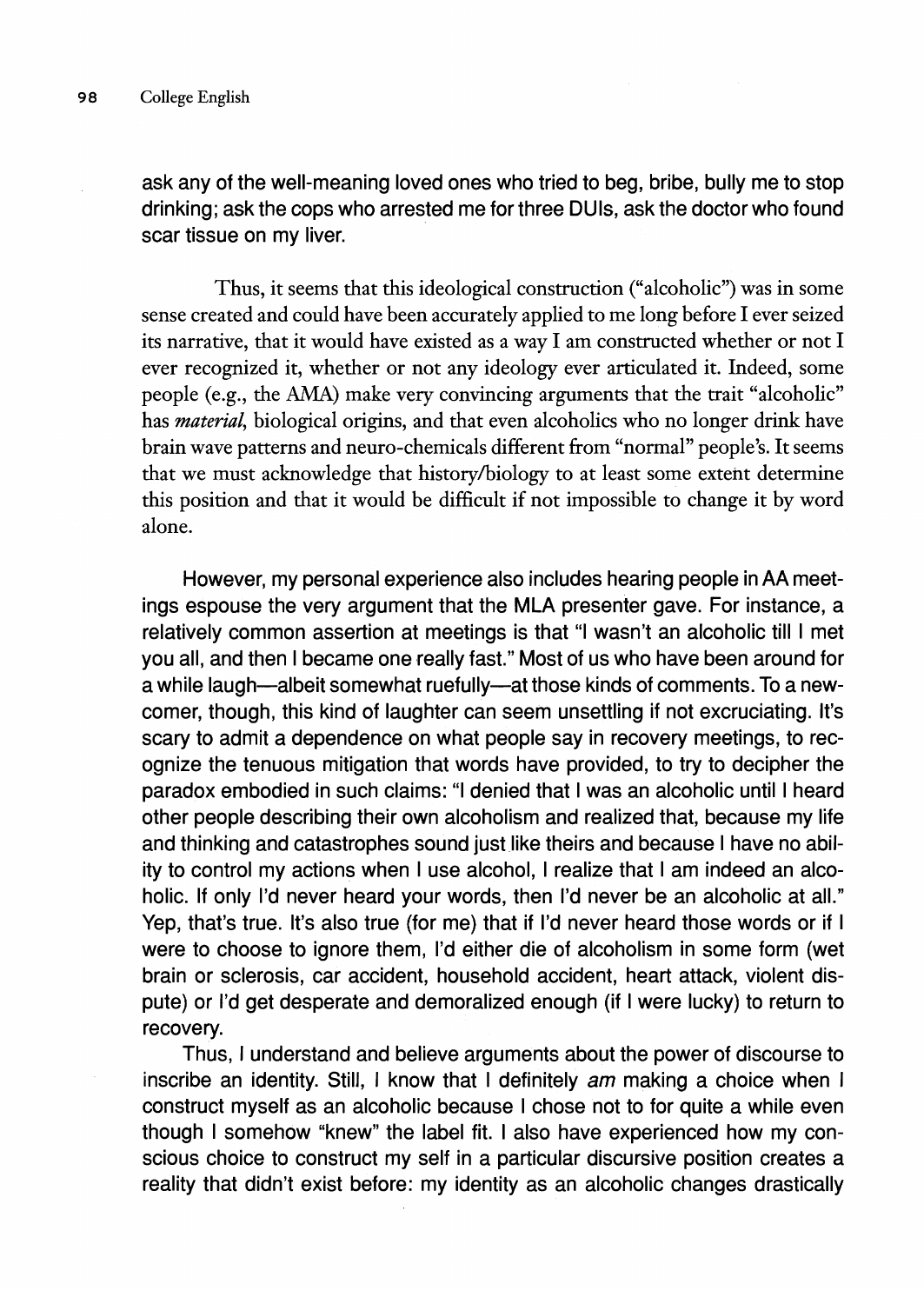ask any of the well-meaning loved ones who tried to beg, bribe, bully me to stop drinking; ask the cops who arrested me for three DUIs, ask the doctor who found scar tissue on my liver.

Thus, it seems that this ideological construction ("alcoholic") was in some sense created and could have been accurately applied to me long before I ever seized its narrative, that it would have existed as a way I am constructed whether or not I ever recognized it, whether or not any ideology ever articulated it. Indeed, some people (e.g., the AMA) make very convincing arguments that the trait "alcoholic" has *material*, biological origins, and that even alcoholics who no longer drink have brain wave patterns and neuro-chemicals different from "normal" people's. It seems that we must acknowledge that history/biology to at least some extent determine this position and that it would be difficult if not impossible to change it by word alone.

However, my personal experience also includes hearing people in AA meetings espouse the very argument that the MLA presenter gave. For instance, a relatively common assertion at meetings is that "I wasn't an alcoholic till I met you all, and then I became one really fast." Most of us who have been around for a while laugh—albeit somewhat ruefully—at those kinds of comments. To a newcomer, though, this kind of laughter can seem unsettling if not excruciating. It's scary to admit a dependence on what people say in recovery meetings, to recognize the tenuous mitigation that words have provided, to try to decipher the paradox embodied in such claims: "I denied that I was an alcoholic until I heard other people describing their own alcoholism and realized that, because my life and thinking and catastrophes sound just like theirs and because I have no ability to control my actions when I use alcohol, I realize that I am indeed an alcoholic. If only I'd never heard your words, then I'd never be an alcoholic at all." Yep, that's true. It's also true (for me) that if I'd never heard those words or if I were to choose to ignore them, I'd either die of alcoholism in some form (wet brain or sclerosis, car accident, household accident, heart attack, violent dispute) or I'd get desperate and demoralized enough (if I were lucky) to return to recovery.

Thus, I understand and believe arguments about the power of discourse to inscribe an identity. Still, I know that I definitely *am* making a choice when I construct myself as an alcoholic because I chose not to for quite a while even though I somehow "knew" the label fit. I also have experienced how my conscious choice to construct my self in a particular discursive position creates a reality that didn't exist before: my identity as an alcoholic changes drastically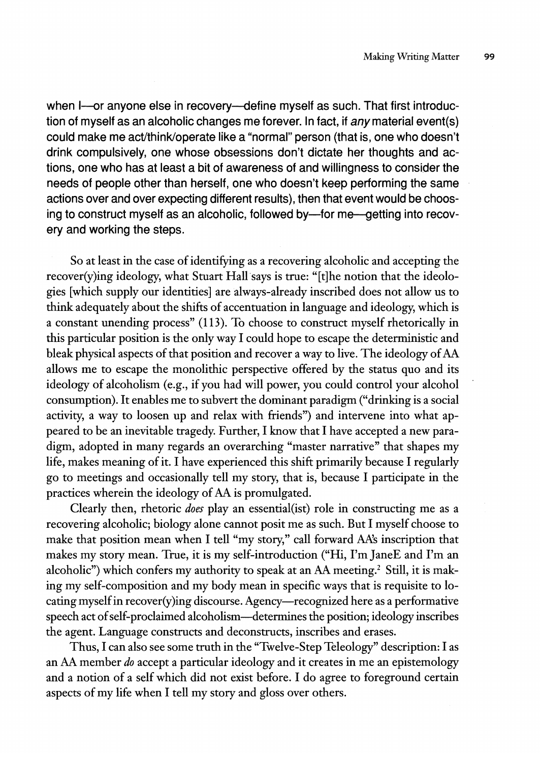when I—or anyone else in recovery—define myself as such. That first introduction of myself as an alcoholic changes me forever. In fact, if *any* material event(s) could make me act/think/operate like a "normal" person (that is, one who doesn't drink compulsively, one whose obsessions don't dictate her thoughts and actions, one who has at least a bit of awareness of and willingness to consider the needs of people other than herself, one who doesn't keep performing the same actions over and over expecting different results), then that event would be choosing to construct myself as an alcoholic, followed by—for me—getting into recovery and working the steps.

So at least in the case of identifying as a recovering alcoholic and accepting the recover(y)ing ideology, what Stuart Hall says is true: "[t]he notion that the ideologies [which supply our identities] are always-already inscribed does not allow us to think adequately about the shifts of accentuation in language and ideology, which is a constant unending process" (113). To choose to construct myself rhetorically in this particular position is the only way I could hope to escape the deterministic and bleak physical aspects of that position and recover a way to live. The ideology of AA allows me to escape the monolithic perspective offered by the status quo and its ideology of alcoholism (e.g., if you had will power, you could control your alcohol consumption). It enables me to subvert the dominant paradigm ("drinking is a social activity, a way to loosen up and relax with friends") and intervene into what appeared to be an inevitable tragedy. Further, I know that I have accepted a new paradigm, adopted in many regards an overarching "master narrative" that shapes my life, makes meaning of it. I have experienced this shift primarily because I regularly go to meetings and occasionally tell my story, that is, because I participate in the practices wherein the ideology of AA is promulgated.

Clearly then, rhetoric *does* play an essential(ist) role in constructing me as a recovering alcoholic; biology alone cannot posit me as such. But I myself choose to make that position mean when I tell "my story," call forward AA's inscription that makes my story mean. True, it is my self-introduction ("Hi, I'm JaneE and I'm an alcoholic") which confers my authority to speak at an AA meeting.[2] Still, it is making my self-composition and my body mean in specific ways that is requisite to locating myself in recover(y)ing discourse. Agency—recognized here as a performative speech act of self-proclaimed alcoholism—determines the position; ideology inscribes the agent. Language constructs and deconstructs, inscribes and erases.

Thus, I can also see some truth in the "Twelve-Step Teleology" description: I as an AA member *do* accept a particular ideology and it creates in me an epistemology and a notion of a self which did not exist before. I do agree to foreground certain aspects of my life when I tell my story and gloss over others.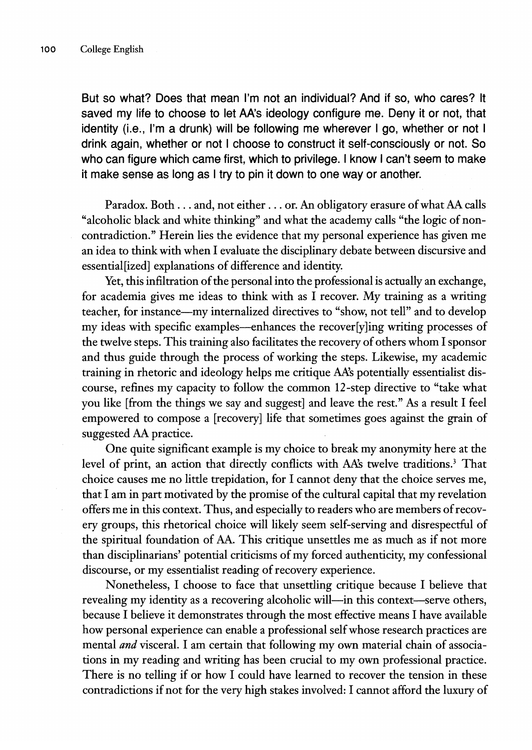But so what? Does that mean I'm not an individual? And if so, who cares? It saved my life to choose to let AA's ideology configure me. Deny it or not, that identity (i.e., I'm a drunk) will be following me wherever I go, whether or not I drink again, whether or not I choose to construct it self-consciously or not. So who can figure which came first, which to privilege. I know I can't seem to make it make sense as long as I try to pin it down to one way or another.

Paradox. Both . . . and, not either . . . or. An obligatory erasure of what AA calls "alcoholic black and white thinking" and what the academy calls "the logic of non-contradiction." Herein lies the evidence that my personal experience has given me an idea to think with when I evaluate the disciplinary debate between discursive and essential[ized] explanations of difference and identity.

Yet, this infiltration of the personal into the professional is actually an exchange, for academia gives me ideas to think with as I recover. My training as a writing teacher, for instance—my internalized directives to "show, not tell" and to develop my ideas with specific examples—enhances the recover[y]ing writing processes of the twelve steps. This training also facilitates the recovery of others whom I sponsor and thus guide through the process of working the steps. Likewise, my academic training in rhetoric and ideology helps me critique AA's potentially essentialist discourse, refines my capacity to follow the common 12-step directive to "take what you like [from the things we say and suggest] and leave the rest." As a result I feel empowered to compose a [recovery] life that sometimes goes against the grain of suggested AA practice.

One quite significant example is my choice to break my anonymity here at the level of print, an action that directly conflicts with AA's twelve traditions.[3] That choice causes me no little trepidation, for I cannot deny that the choice serves me, that I am in part motivated by the promise of the cultural capital that my revelation offers me in this context. Thus, and especially to readers who are members of recovery groups, this rhetorical choice will likely seem self-serving and disrespectful of the spiritual foundation of AA. This critique unsettles me as much as if not more than disciplinarians' potential criticisms of my forced authenticity, my confessional discourse, or my essentialist reading of recovery experience.

Nonetheless, I choose to face that unsettling critique because I believe that revealing my identity as a recovering alcoholic will—in this context—serve others, because I believe it demonstrates through the most effective means I have available how personal experience can enable a professional self whose research practices are mental *and* visceral. I am certain that following my own material chain of associations in my reading and writing has been crucial to my own professional practice. There is no telling if or how I could have learned to recover the tension in these contradictions if not for the very high stakes involved: I cannot afford the luxury of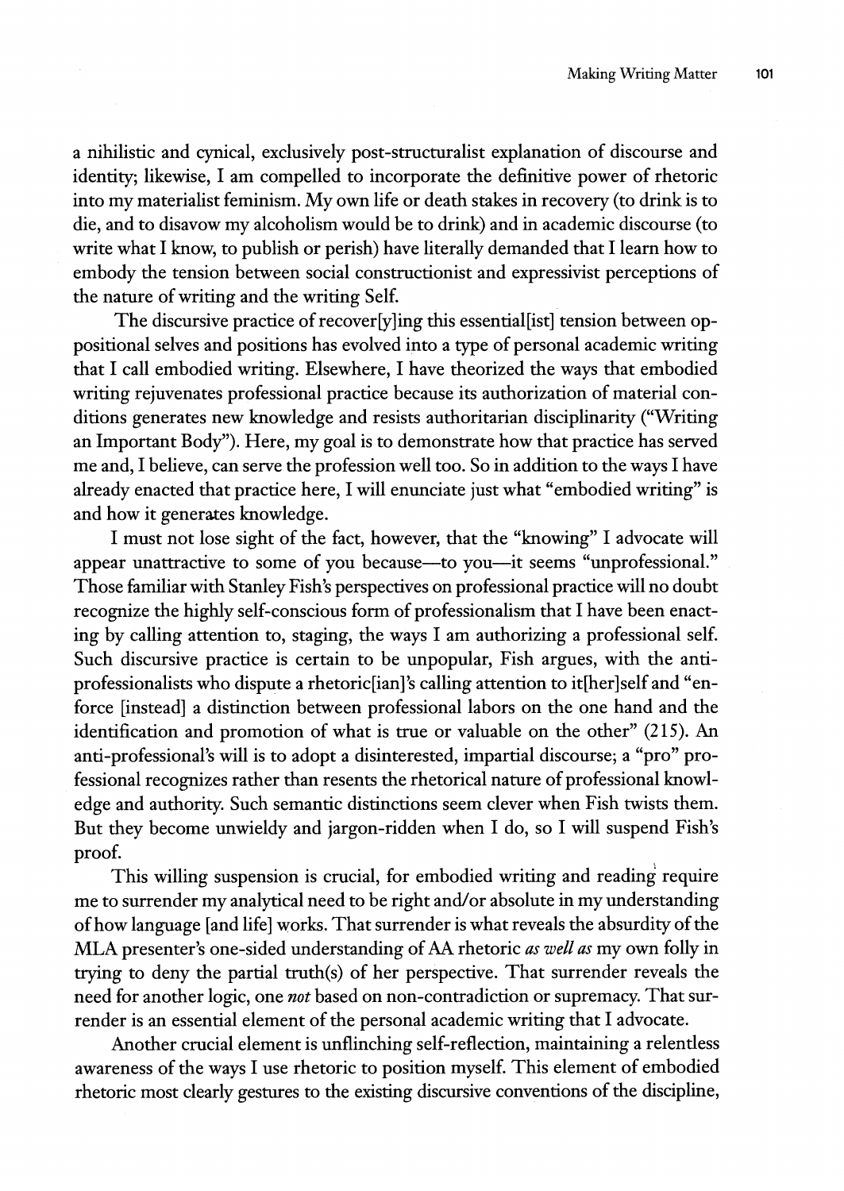a nihilistic and cynical, exclusively post-structuralist explanation of discourse and identity; likewise, I am compelled to incorporate the definitive power of rhetoric into my materialist feminism. My own life or death stakes in recovery (to drink is to die, and to disavow my alcoholism would be to drink) and in academic discourse (to write what I know, to publish or perish) have literally demanded that I learn how to embody the tension between social constructionist and expressivist perceptions of the nature of writing and the writing Self.

The discursive practice of recover[y]ing this essential[ist] tension between oppositional selves and positions has evolved into a type of personal academic writing that I call embodied writing. Elsewhere, I have theorized the ways that embodied writing rejuvenates professional practice because its authorization of material conditions generates new knowledge and resists authoritarian disciplinarity ("Writing an Important Body"). Here, my goal is to demonstrate how that practice has served me and, I believe, can serve the profession well too. So in addition to the ways I have already enacted that practice here, I will enunciate just what "embodied writing" is and how it generates knowledge.

I must not lose sight of the fact, however, that the "knowing" I advocate will appear unattractive to some of you because—to you—it seems "unprofessional." Those familiar with Stanley Fish's perspectives on professional practice will no doubt recognize the highly self-conscious form of professionalism that I have been enacting by calling attention to, staging, the ways I am authorizing a professional self. Such discursive practice is certain to be unpopular, Fish argues, with the anti-professionalists who dispute a rhetoric[ian]'s calling attention to it[her]self and "enforce [instead] a distinction between professional labors on the one hand and the identification and promotion of what is true or valuable on the other" (215). An anti-professional's will is to adopt a disinterested, impartial discourse; a "pro" professional recognizes rather than resents the rhetorical nature of professional knowledge and authority. Such semantic distinctions seem clever when Fish twists them. But they become unwieldy and jargon-ridden when I do, so I will suspend Fish's proof.

This willing suspension is crucial, for embodied writing and reading require me to surrender my analytical need to be right and/or absolute in my understanding of how language [and life] works. That surrender is what reveals the absurdity of the MLA presenter's one-sided understanding of AA rhetoric *as well as* my own folly in trying to deny the partial truth(s) of her perspective. That surrender reveals the need for another logic, one *not* based on non-contradiction or supremacy. That surrender is an essential element of the personal academic writing that I advocate.

Another crucial element is unflinching self-reflection, maintaining a relentless awareness of the ways I use rhetoric to position myself. This element of embodied rhetoric most clearly gestures to the existing discursive conventions of the discipline,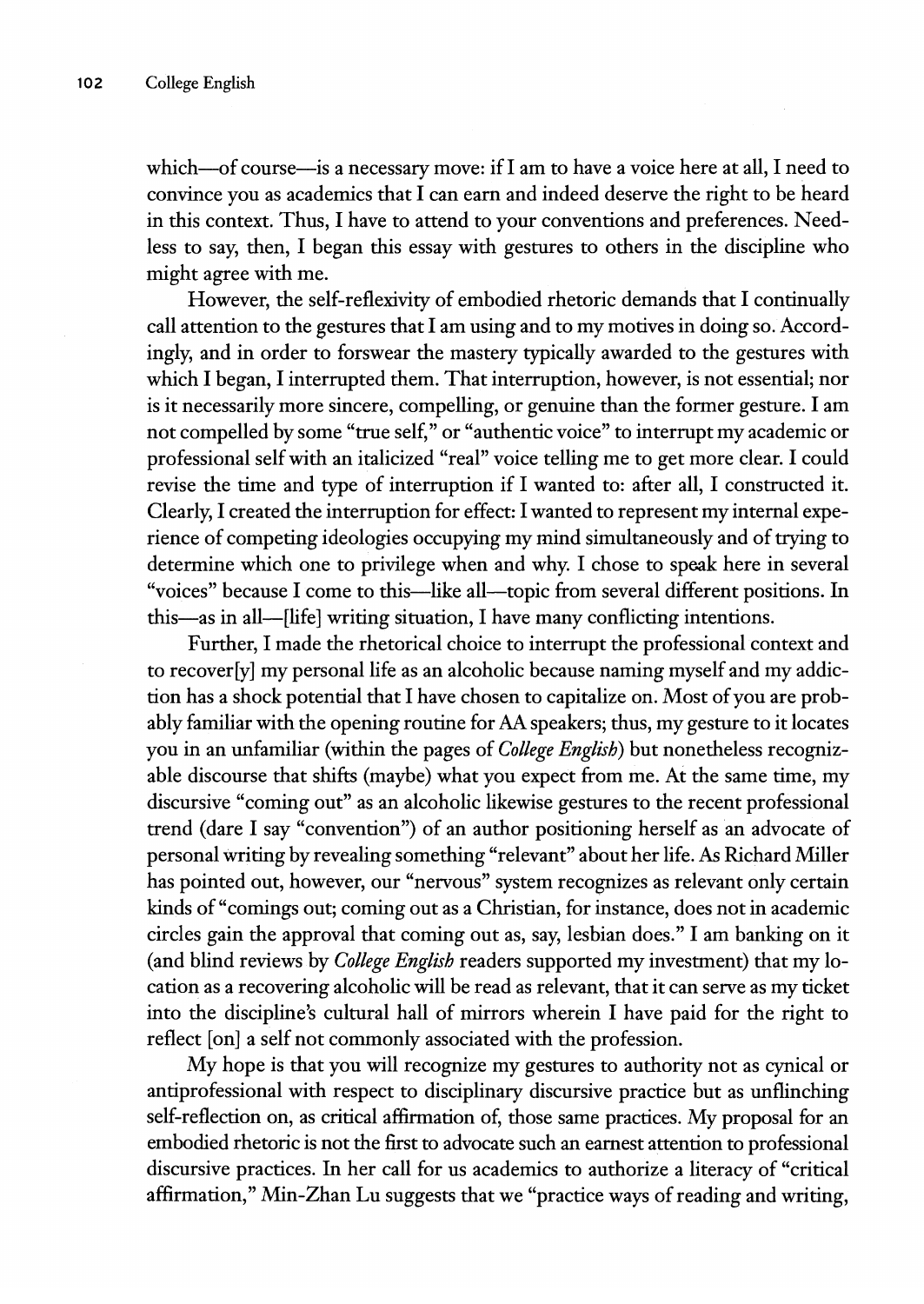which—of course—is a necessary move: if I am to have a voice here at all, I need to convince you as academics that I can earn and indeed deserve the right to be heard in this context. Thus, I have to attend to your conventions and preferences. Needless to say, then, I began this essay with gestures to others in the discipline who might agree with me.

However, the self-reflexivity of embodied rhetoric demands that I continually call attention to the gestures that I am using and to my motives in doing so. Accordingly, and in order to forswear the mastery typically awarded to the gestures with which I began, I interrupted them. That interruption, however, is not essential; nor is it necessarily more sincere, compelling, or genuine than the former gesture. I am not compelled by some "true self," or "authentic voice" to interrupt my academic or professional self with an italicized "real" voice telling me to get more clear. I could revise the time and type of interruption if I wanted to: after all, I constructed it. Clearly, I created the interruption for effect: I wanted to represent my internal experience of competing ideologies occupying my mind simultaneously and of trying to determine which one to privilege when and why. I chose to speak here in several "voices" because I come to this—like all—topic from several different positions. In this—as in all—[life] writing situation, I have many conflicting intentions.

Further, I made the rhetorical choice to interrupt the professional context and to recover[y] my personal life as an alcoholic because naming myself and my addiction has a shock potential that I have chosen to capitalize on. Most of you are probably familiar with the opening routine for AA speakers; thus, my gesture to it locates you in an unfamiliar (within the pages of *College English*) but nonetheless recognizable discourse that shifts (maybe) what you expect from me. At the same time, my discursive "coming out" as an alcoholic likewise gestures to the recent professional trend (dare I say "convention") of an author positioning herself as an advocate of personal writing by revealing something "relevant" about her life. As Richard Miller has pointed out, however, our "nervous" system recognizes as relevant only certain kinds of "comings out; coming out as a Christian, for instance, does not in academic circles gain the approval that coming out as, say, lesbian does." I am banking on it (and blind reviews by *College English* readers supported my investment) that my location as a recovering alcoholic will be read as relevant, that it can serve as my ticket into the discipline's cultural hall of mirrors wherein I have paid for the right to reflect [on] a self not commonly associated with the profession.

My hope is that you will recognize my gestures to authority not as cynical or antiprofessional with respect to disciplinary discursive practice but as unflinching self-reflection on, as critical affirmation of, those same practices. My proposal for an embodied rhetoric is not the first to advocate such an earnest attention to professional discursive practices. In her call for us academics to authorize a literacy of "critical affirmation," Min-Zhan Lu suggests that we "practice ways of reading and writing,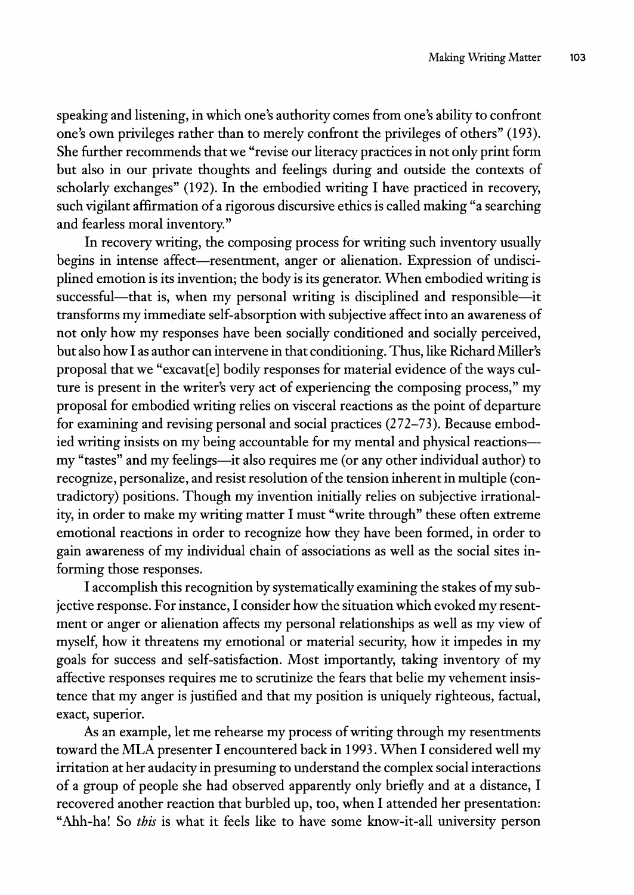speaking and listening, in which one's authority comes from one's ability to confront one's own privileges rather than to merely confront the privileges of others" (193). She further recommends that we "revise our literacy practices in not only print form but also in our private thoughts and feelings during and outside the contexts of scholarly exchanges" (192). In the embodied writing I have practiced in recovery, such vigilant affirmation of a rigorous discursive ethics is called making "a searching and fearless moral inventory."

In recovery writing, the composing process for writing such inventory usually begins in intense affect—resentment, anger or alienation. Expression of undisciplined emotion is its invention; the body is its generator. When embodied writing is successful—that is, when my personal writing is disciplined and responsible—it transforms my immediate self-absorption with subjective affect into an awareness of not only how my responses have been socially conditioned and socially perceived, but also how I as author can intervene in that conditioning. Thus, like Richard Miller's proposal that we "excavat[e] bodily responses for material evidence of the ways culture is present in the writer's very act of experiencing the composing process," my proposal for embodied writing relies on visceral reactions as the point of departure for examining and revising personal and social practices (272–73). Because embodied writing insists on my being accountable for my mental and physical reactions—my "tastes" and my feelings—it also requires me (or any other individual author) to recognize, personalize, and resist resolution of the tension inherent in multiple (contradictory) positions. Though my invention initially relies on subjective irrationality, in order to make my writing matter I must "write through" these often extreme emotional reactions in order to recognize how they have been formed, in order to gain awareness of my individual chain of associations as well as the social sites informing those responses.

I accomplish this recognition by systematically examining the stakes of my subjective response. For instance, I consider how the situation which evoked my resentment or anger or alienation affects my personal relationships as well as my view of myself, how it threatens my emotional or material security, how it impedes in my goals for success and self-satisfaction. Most importantly, taking inventory of my affective responses requires me to scrutinize the fears that belie my vehement insistence that my anger is justified and that my position is uniquely righteous, factual, exact, superior.

As an example, let me rehearse my process of writing through my resentments toward the MLA presenter I encountered back in 1993. When I considered well my irritation at her audacity in presuming to understand the complex social interactions of a group of people she had observed apparently only briefly and at a distance, I recovered another reaction that burbled up, too, when I attended her presentation: "Ahh-ha! So *this* is what it feels like to have some know-it-all university person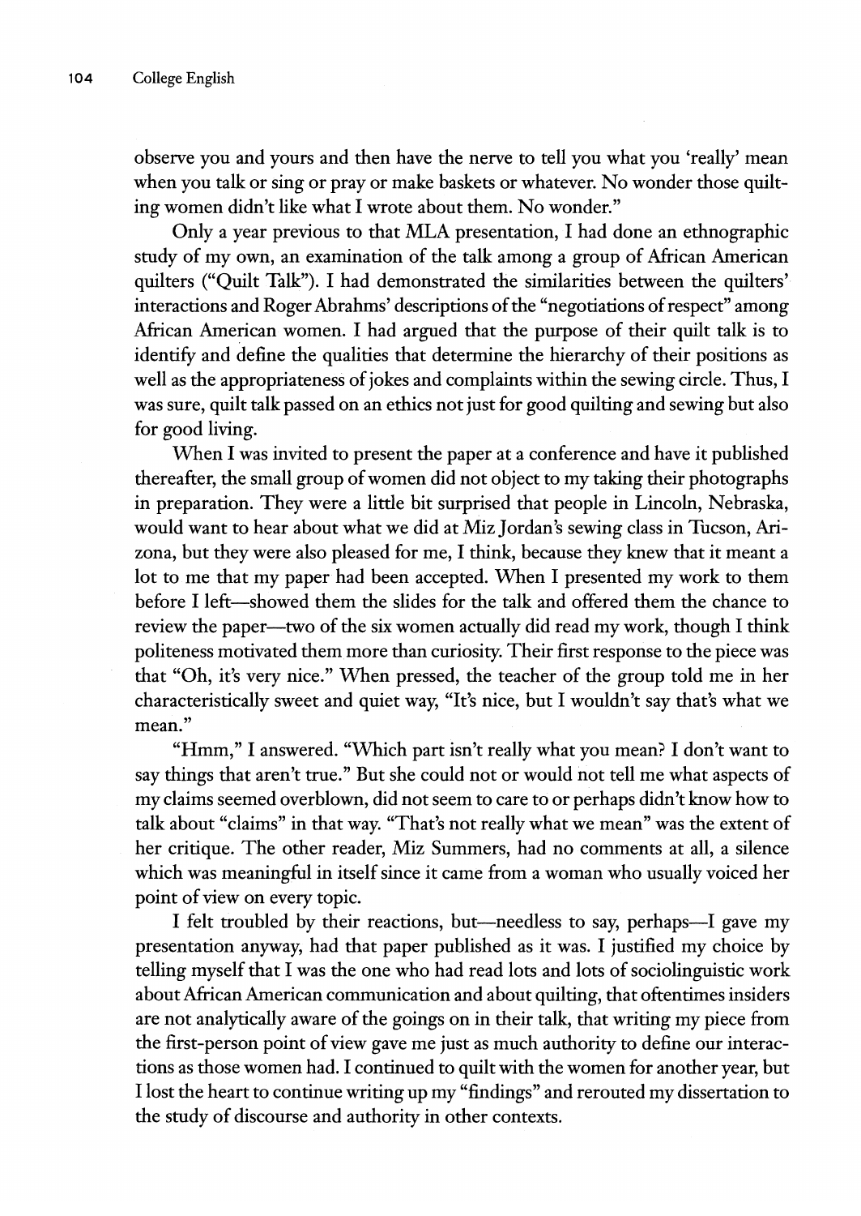observe you and yours and then have the nerve to tell you what you 'really' mean when you talk or sing or pray or make baskets or whatever. No wonder those quilting women didn't like what I wrote about them. No wonder."

Only a year previous to that MLA presentation, I had done an ethnographic study of my own, an examination of the talk among a group of African American quilters ("Quilt Talk"). I had demonstrated the similarities between the quilters' interactions and Roger Abrahms' descriptions of the "negotiations of respect" among African American women. I had argued that the purpose of their quilt talk is to identify and define the qualities that determine the hierarchy of their positions as well as the appropriateness of jokes and complaints within the sewing circle. Thus, I was sure, quilt talk passed on an ethics not just for good quilting and sewing but also for good living.

When I was invited to present the paper at a conference and have it published thereafter, the small group of women did not object to my taking their photographs in preparation. They were a little bit surprised that people in Lincoln, Nebraska, would want to hear about what we did at Miz Jordan's sewing class in Tucson, Arizona, but they were also pleased for me, I think, because they knew that it meant a lot to me that my paper had been accepted. When I presented my work to them before I left—showed them the slides for the talk and offered them the chance to review the paper—two of the six women actually did read my work, though I think politeness motivated them more than curiosity. Their first response to the piece was that "Oh, it's very nice." When pressed, the teacher of the group told me in her characteristically sweet and quiet way, "It's nice, but I wouldn't say that's what we mean."

"Hmm," I answered. "Which part isn't really what you mean? I don't want to say things that aren't true." But she could not or would not tell me what aspects of my claims seemed overblown, did not seem to care to or perhaps didn't know how to talk about "claims" in that way. "That's not really what we mean" was the extent of her critique. The other reader, Miz Summers, had no comments at all, a silence which was meaningful in itself since it came from a woman who usually voiced her point of view on every topic.

I felt troubled by their reactions, but—needless to say, perhaps—I gave my presentation anyway, had that paper published as it was. I justified my choice by telling myself that I was the one who had read lots and lots of sociolinguistic work about African American communication and about quilting, that oftentimes insiders are not analytically aware of the goings on in their talk, that writing my piece from the first-person point of view gave me just as much authority to define our interactions as those women had. I continued to quilt with the women for another year, but I lost the heart to continue writing up my "findings" and rerouted my dissertation to the study of discourse and authority in other contexts.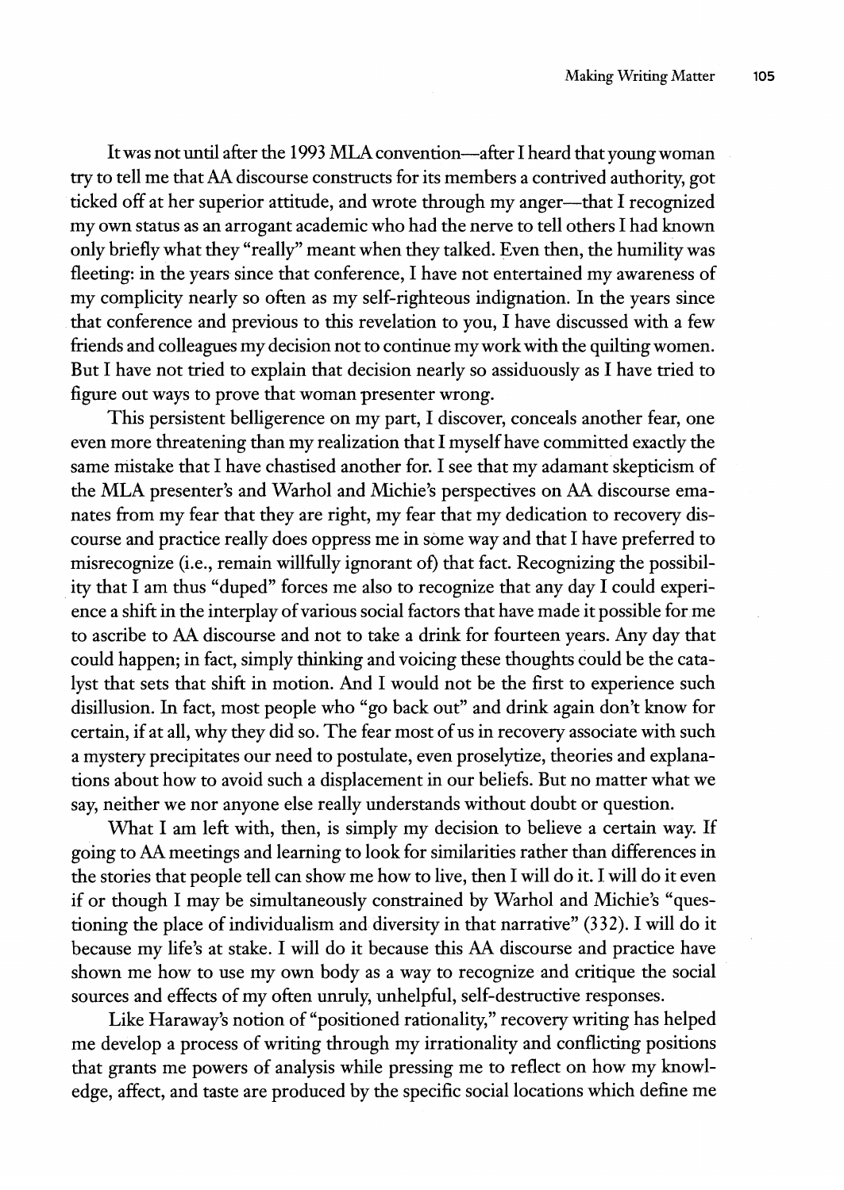It was not until after the 1993 MLA convention—after I heard that young woman try to tell me that AA discourse constructs for its members a contrived authority, got ticked off at her superior attitude, and wrote through my anger—that I recognized my own status as an arrogant academic who had the nerve to tell others I had known only briefly what they "really" meant when they talked. Even then, the humility was fleeting: in the years since that conference, I have not entertained my awareness of my complicity nearly so often as my self-righteous indignation. In the years since that conference and previous to this revelation to you, I have discussed with a few friends and colleagues my decision not to continue my work with the quilting women. But I have not tried to explain that decision nearly so assiduously as I have tried to figure out ways to prove that woman presenter wrong.

This persistent belligerence on my part, I discover, conceals another fear, one even more threatening than my realization that I myself have committed exactly the same mistake that I have chastised another for. I see that my adamant skepticism of the MLA presenter's and Warhol and Michie's perspectives on AA discourse emanates from my fear that they are right, my fear that my dedication to recovery discourse and practice really does oppress me in some way and that I have preferred to misrecognize (i.e., remain willfully ignorant of) that fact. Recognizing the possibility that I am thus "duped" forces me also to recognize that any day I could experience a shift in the interplay of various social factors that have made it possible for me to ascribe to AA discourse and not to take a drink for fourteen years. Any day that could happen; in fact, simply thinking and voicing these thoughts could be the catalyst that sets that shift in motion. And I would not be the first to experience such disillusion. In fact, most people who "go back out" and drink again don't know for certain, if at all, why they did so. The fear most of us in recovery associate with such a mystery precipitates our need to postulate, even proselytize, theories and explanations about how to avoid such a displacement in our beliefs. But no matter what we say, neither we nor anyone else really understands without doubt or question.

What I am left with, then, is simply my decision to believe a certain way. If going to AA meetings and learning to look for similarities rather than differences in the stories that people tell can show me how to live, then I will do it. I will do it even if or though I may be simultaneously constrained by Warhol and Michie's "questioning the place of individualism and diversity in that narrative" (332). I will do it because my life's at stake. I will do it because this AA discourse and practice have shown me how to use my own body as a way to recognize and critique the social sources and effects of my often unruly, unhelpful, self-destructive responses.

Like Haraway's notion of "positioned rationality," recovery writing has helped me develop a process of writing through my irrationality and conflicting positions that grants me powers of analysis while pressing me to reflect on how my knowledge, affect, and taste are produced by the specific social locations which define me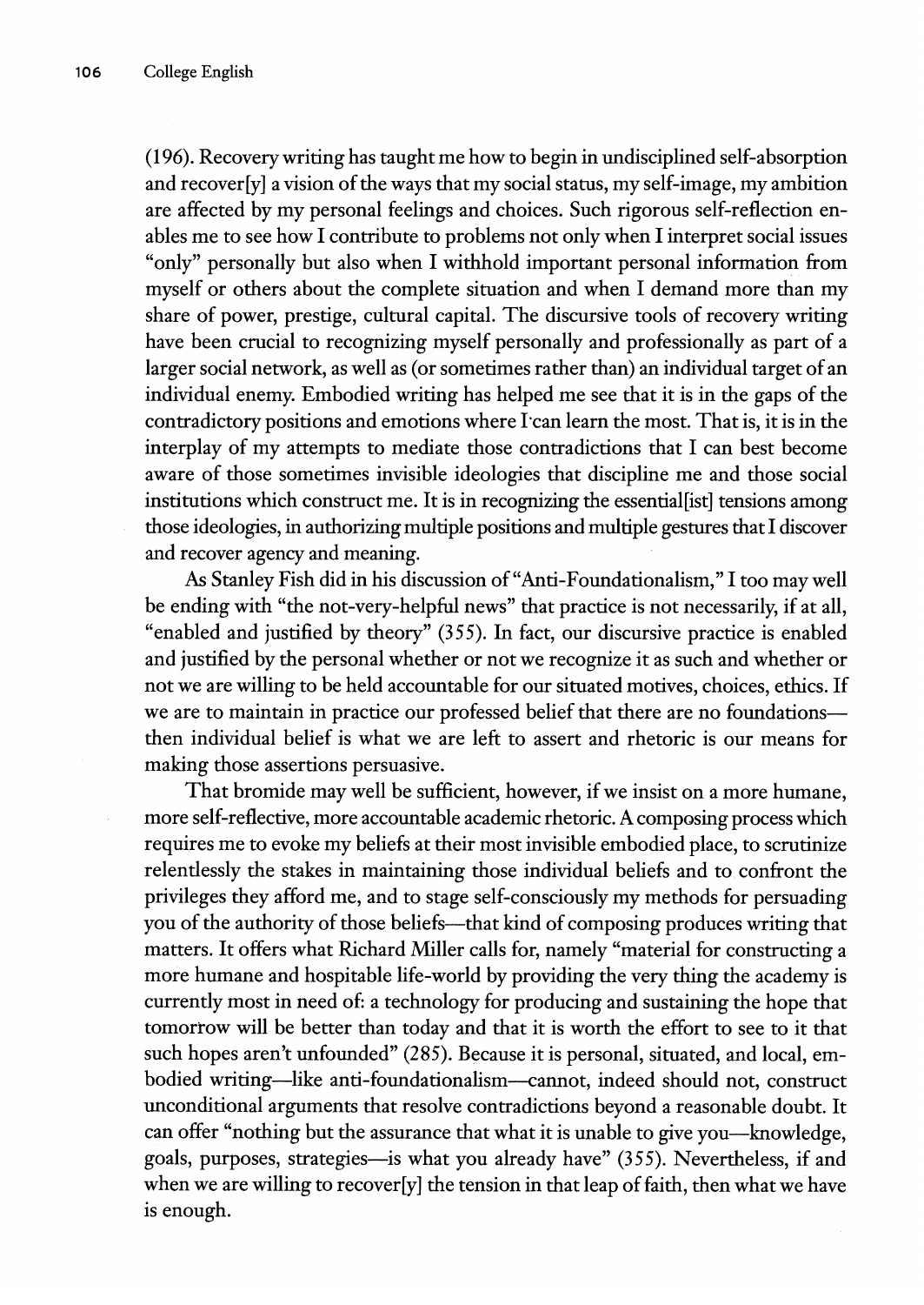(196). Recovery writing has taught me how to begin in undisciplined self-absorption and recover[y] a vision of the ways that my social status, my self-image, my ambition are affected by my personal feelings and choices. Such rigorous self-reflection enables me to see how I contribute to problems not only when I interpret social issues "only" personally but also when I withhold important personal information from myself or others about the complete situation and when I demand more than my share of power, prestige, cultural capital. The discursive tools of recovery writing have been crucial to recognizing myself personally and professionally as part of a larger social network, as well as (or sometimes rather than) an individual target of an individual enemy. Embodied writing has helped me see that it is in the gaps of the contradictory positions and emotions where I can learn the most. That is, it is in the interplay of my attempts to mediate those contradictions that I can best become aware of those sometimes invisible ideologies that discipline me and those social institutions which construct me. It is in recognizing the essential[ist] tensions among those ideologies, in authorizing multiple positions and multiple gestures that I discover and recover agency and meaning.

As Stanley Fish did in his discussion of "Anti-Foundationalism," I too may well be ending with "the not-very-helpful news" that practice is not necessarily, if at all, "enabled and justified by theory" (355). In fact, our discursive practice is enabled and justified by the personal whether or not we recognize it as such and whether or not we are willing to be held accountable for our situated motives, choices, ethics. If we are to maintain in practice our professed belief that there are no foundations—then individual belief is what we are left to assert and rhetoric is our means for making those assertions persuasive.

That bromide may well be sufficient, however, if we insist on a more humane, more self-reflective, more accountable academic rhetoric. A composing process which requires me to evoke my beliefs at their most invisible embodied place, to scrutinize relentlessly the stakes in maintaining those individual beliefs and to confront the privileges they afford me, and to stage self-consciously my methods for persuading you of the authority of those beliefs—that kind of composing produces writing that matters. It offers what Richard Miller calls for, namely "material for constructing a more humane and hospitable life-world by providing the very thing the academy is currently most in need of: a technology for producing and sustaining the hope that tomorrow will be better than today and that it is worth the effort to see to it that such hopes aren't unfounded" (285). Because it is personal, situated, and local, embodied writing—like anti-foundationalism—cannot, indeed should not, construct unconditional arguments that resolve contradictions beyond a reasonable doubt. It can offer "nothing but the assurance that what it is unable to give you—knowledge, goals, purposes, strategies—is what you already have" (355). Nevertheless, if and when we are willing to recover[y] the tension in that leap of faith, then what we have is enough.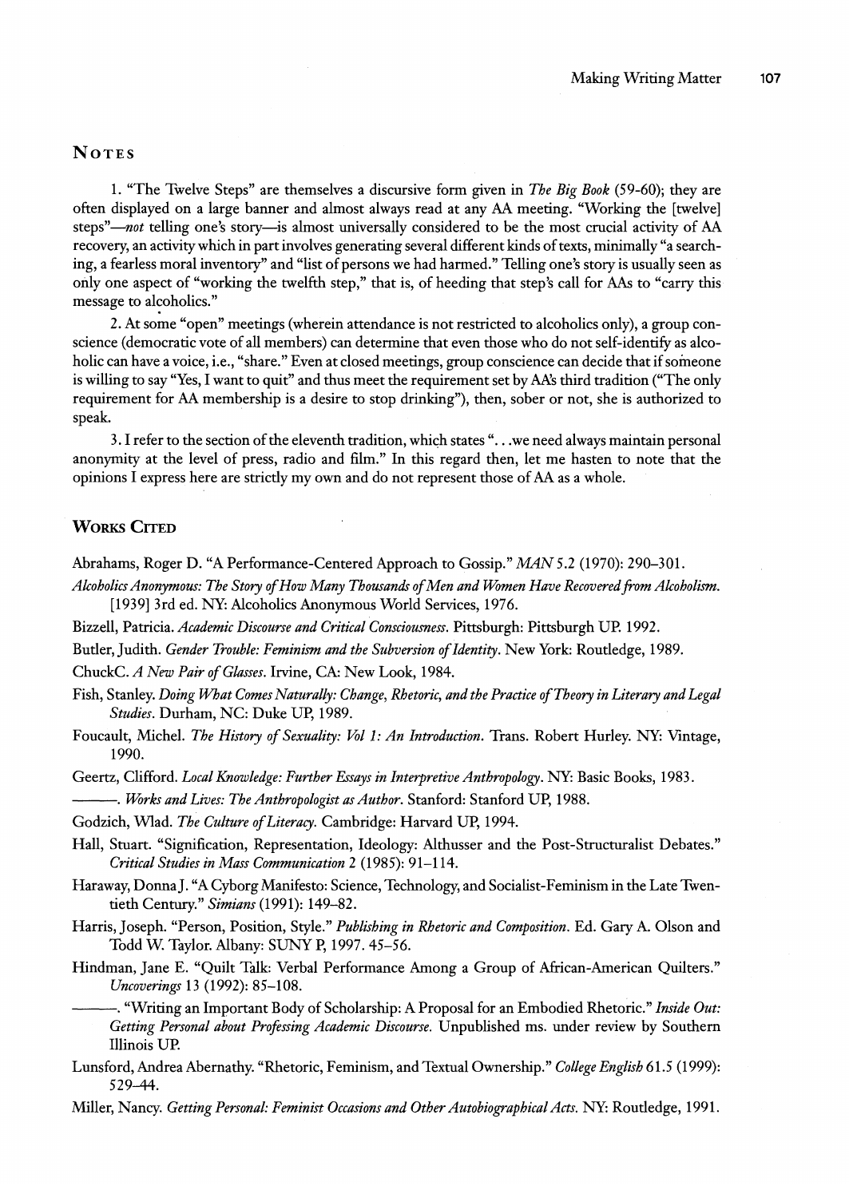## Notes

1. "The Twelve Steps" are themselves a discursive form given in *The Big Book* (59-60); they are often displayed on a large banner and almost always read at any AA meeting. "Working the [twelve] steps"—*not* telling one's story—is almost universally considered to be the most crucial activity of AA recovery, an activity which in part involves generating several different kinds of texts, minimally "a searching, a fearless moral inventory" and "list of persons we had harmed." Telling one's story is usually seen as only one aspect of "working the twelfth step," that is, of heeding that step's call for AAs to "carry this message to alcoholics."

2. At some "open" meetings (wherein attendance is not restricted to alcoholics only), a group conscience (democratic vote of all members) can determine that even those who do not self-identify as alcoholic can have a voice, i.e., "share." Even at closed meetings, group conscience can decide that if someone is willing to say "Yes, I want to quit" and thus meet the requirement set by AA's third tradition ("The only requirement for AA membership is a desire to stop drinking"), then, sober or not, she is authorized to speak.

3. I refer to the section of the eleventh tradition, which states ". . .we need always maintain personal anonymity at the level of press, radio and film." In this regard then, let me hasten to note that the opinions I express here are strictly my own and do not represent those of AA as a whole.

## Works Cited

Abrahams, Roger D. "A Performance-Centered Approach to Gossip." *MAN* 5.2 (1970): 290–301.

*Alcoholics Anonymous: The Story of How Many Thousands of Men and Women Have Recovered from Alcoholism.* [1939] 3rd ed. NY: Alcoholics Anonymous World Services, 1976.

Bizzell, Patricia. *Academic Discourse and Critical Consciousness.* Pittsburgh: Pittsburgh UP. 1992.

Butler, Judith. *Gender Trouble: Feminism and the Subversion of Identity.* New York: Routledge, 1989.

ChuckC. *A New Pair of Glasses.* Irvine, CA: New Look, 1984.

Fish, Stanley. *Doing What Comes Naturally: Change, Rhetoric, and the Practice of Theory in Literary and Legal Studies.* Durham, NC: Duke UP, 1989.

Foucault, Michel. *The History of Sexuality: Vol 1: An Introduction.* Trans. Robert Hurley. NY: Vintage, 1990.

Geertz, Clifford. *Local Knowledge: Further Essays in Interpretive Anthropology.* NY: Basic Books, 1983.

———. *Works and Lives: The Anthropologist as Author.* Stanford: Stanford UP, 1988.

Godzich, Wlad. *The Culture of Literacy.* Cambridge: Harvard UP, 1994.

Hall, Stuart. "Signification, Representation, Ideology: Althusser and the Post-Structuralist Debates." *Critical Studies in Mass Communication* 2 (1985): 91–114.

Haraway, Donna J. "A Cyborg Manifesto: Science, Technology, and Socialist-Feminism in the Late Twentieth Century." *Simians* (1991): 149–82.

Harris, Joseph. "Person, Position, Style." *Publishing in Rhetoric and Composition.* Ed. Gary A. Olson and Todd W. Taylor. Albany: SUNY P, 1997. 45–56.

Hindman, Jane E. "Quilt Talk: Verbal Performance Among a Group of African-American Quilters." *Uncoverings* 13 (1992): 85–108.

———. "Writing an Important Body of Scholarship: A Proposal for an Embodied Rhetoric." *Inside Out: Getting Personal about Professing Academic Discourse.* Unpublished ms. under review by Southern Illinois UP.

Lunsford, Andrea Abernathy. "Rhetoric, Feminism, and Textual Ownership." *College English* 61.5 (1999): 529–44.

Miller, Nancy. *Getting Personal: Feminist Occasions and Other Autobiographical Acts.* NY: Routledge, 1991.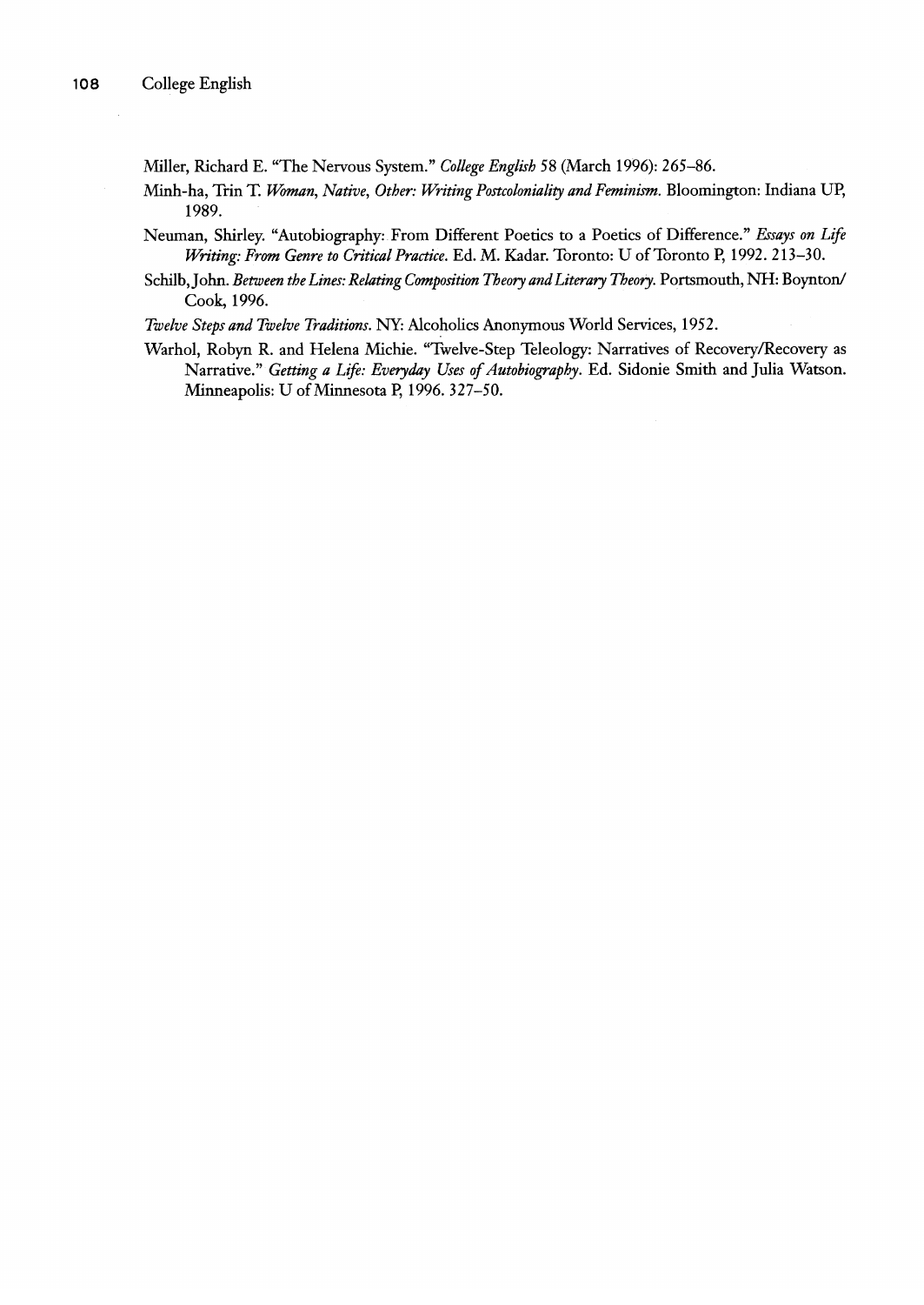Miller, Richard E. "The Nervous System." *College English* 58 (March 1996): 265–86.

Minh-ha, Trin T. *Woman, Native, Other: Writing Postcoloniality and Feminism.* Bloomington: Indiana UP, 1989.

Neuman, Shirley. "Autobiography: From Different Poetics to a Poetics of Difference." *Essays on Life Writing: From Genre to Critical Practice.* Ed. M. Kadar. Toronto: U of Toronto P, 1992. 213–30.

Schilb, John. *Between the Lines: Relating Composition Theory and Literary Theory.* Portsmouth, NH: Boynton/Cook, 1996.

*Twelve Steps and Twelve Traditions.* NY: Alcoholics Anonymous World Services, 1952.

Warhol, Robyn R. and Helena Michie. "Twelve-Step Teleology: Narratives of Recovery/Recovery as Narrative." *Getting a Life: Everyday Uses of Autobiography.* Ed. Sidonie Smith and Julia Watson. Minneapolis: U of Minnesota P, 1996. 327–50.